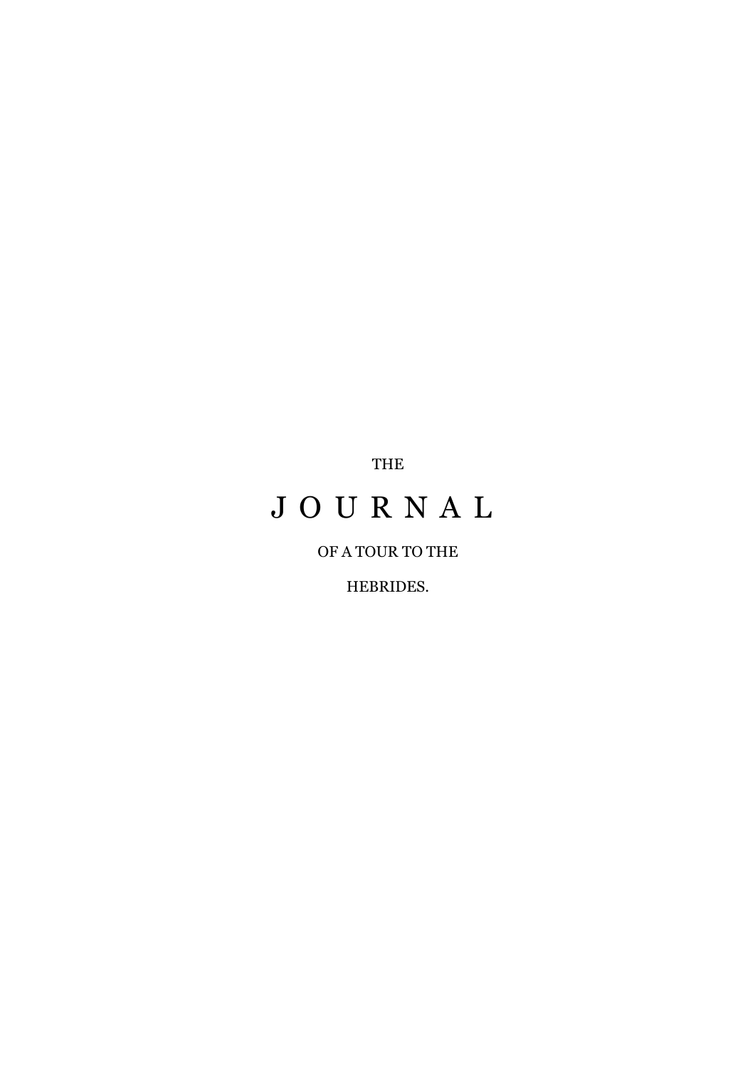THE

# J O U R N A L

OF A TOUR TO THE

HEBRIDES.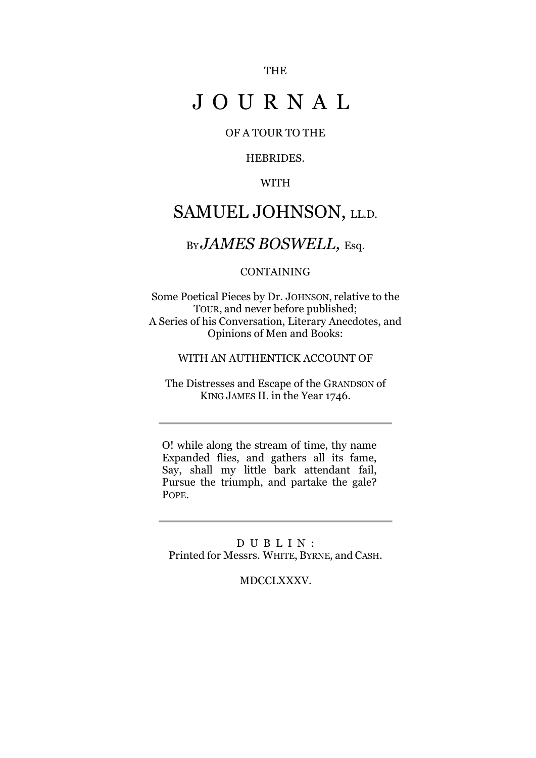THE

# J O U R N A L

OF A TOUR TO THE

HEBRIDES.

WITH

## SAMUEL JOHNSON, LL.D.

BY *JAMES BOSWELL,* Esq.

CONTAINING

Some Poetical Pieces by Dr. JOHNSON, relative to the TOUR, and never before published;
A Series of his Conversation, Literary Anecdotes, and Opinions of Men and Books:

WITH AN AUTHENTICK ACCOUNT OF

The Distresses and Escape of the GRANDSON of KING JAMES II. in the Year 1746.

---

O! while along the stream of time, thy name
Expanded flies, and gathers all its fame,
Say, shall my little bark attendant fail,
Pursue the triumph, and partake the gale?
POPE.

---

D U B L I N :
Printed for Messrs. WHITE, BYRNE, and CASH.

MDCCLXXXV.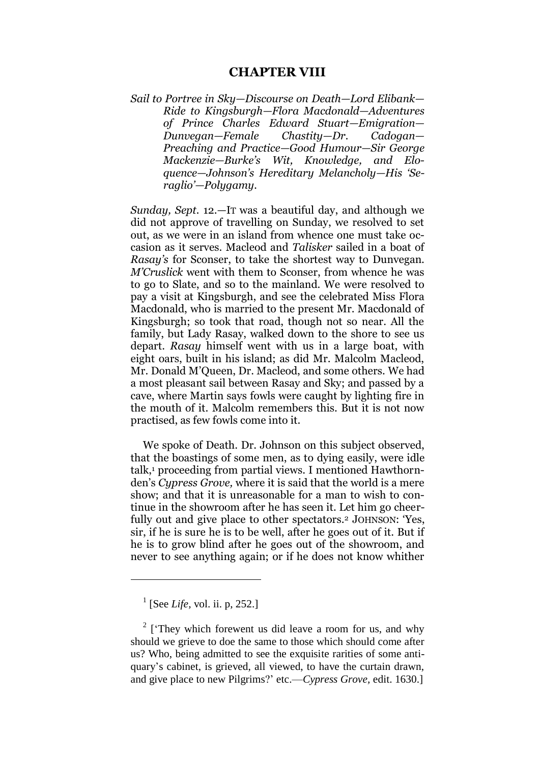# CHAPTER VIII

*Sail to Portree in Sky—Discourse on Death—Lord Elibank—Ride to Kingsburgh—Flora Macdonald—Adventures of Prince Charles Edward Stuart—Emigration—Dunvegan—Female Chastity—Dr. Cadogan—Preaching and Practice—Good Humour—Sir George Mackenzie—Burke's Wit, Knowledge, and Eloquence—Johnson's Hereditary Melancholy—His 'Seraglio'—Polygamy.*

*Sunday, Sept.* 12.—IT was a beautiful day, and although we did not approve of travelling on Sunday, we resolved to set out, as we were in an island from whence one must take occasion as it serves. Macleod and *Talisker* sailed in a boat of *Rasay's* for Sconser, to take the shortest way to Dunvegan. *M'Cruslick* went with them to Sconser, from whence he was to go to Slate, and so to the mainland. We were resolved to pay a visit at Kingsburgh, and see the celebrated Miss Flora Macdonald, who is married to the present Mr. Macdonald of Kingsburgh; so took that road, though not so near. All the family, but Lady Rasay, walked down to the shore to see us depart. *Rasay* himself went with us in a large boat, with eight oars, built in his island; as did Mr. Malcolm Macleod, Mr. Donald M'Queen, Dr. Macleod, and some others. We had a most pleasant sail between Rasay and Sky; and passed by a cave, where Martin says fowls were caught by lighting fire in the mouth of it. Malcolm remembers this. But it is not now practised, as few fowls come into it.

We spoke of Death. Dr. Johnson on this subject observed, that the boastings of some men, as to dying easily, were idle talk,[1] proceeding from partial views. I mentioned Hawthornden's *Cypress Grove,* where it is said that the world is a mere show; and that it is unreasonable for a man to wish to continue in the showroom after he has seen it. Let him go cheerfully out and give place to other spectators.[2] JOHNSON: 'Yes, sir, if he is sure he is to be well, after he goes out of it. But if he is to grow blind after he goes out of the showroom, and never to see anything again; or if he does not know whither

---

[1] [See *Life,* vol. ii. p, 252.]

[2] ['They which forewent us did leave a room for us, and why should we grieve to doe the same to those which should come after us? Who, being admitted to see the exquisite rarities of some antiquary's cabinet, is grieved, all viewed, to have the curtain drawn, and give place to new Pilgrims?' etc.—*Cypress Grove,* edit. 1630.]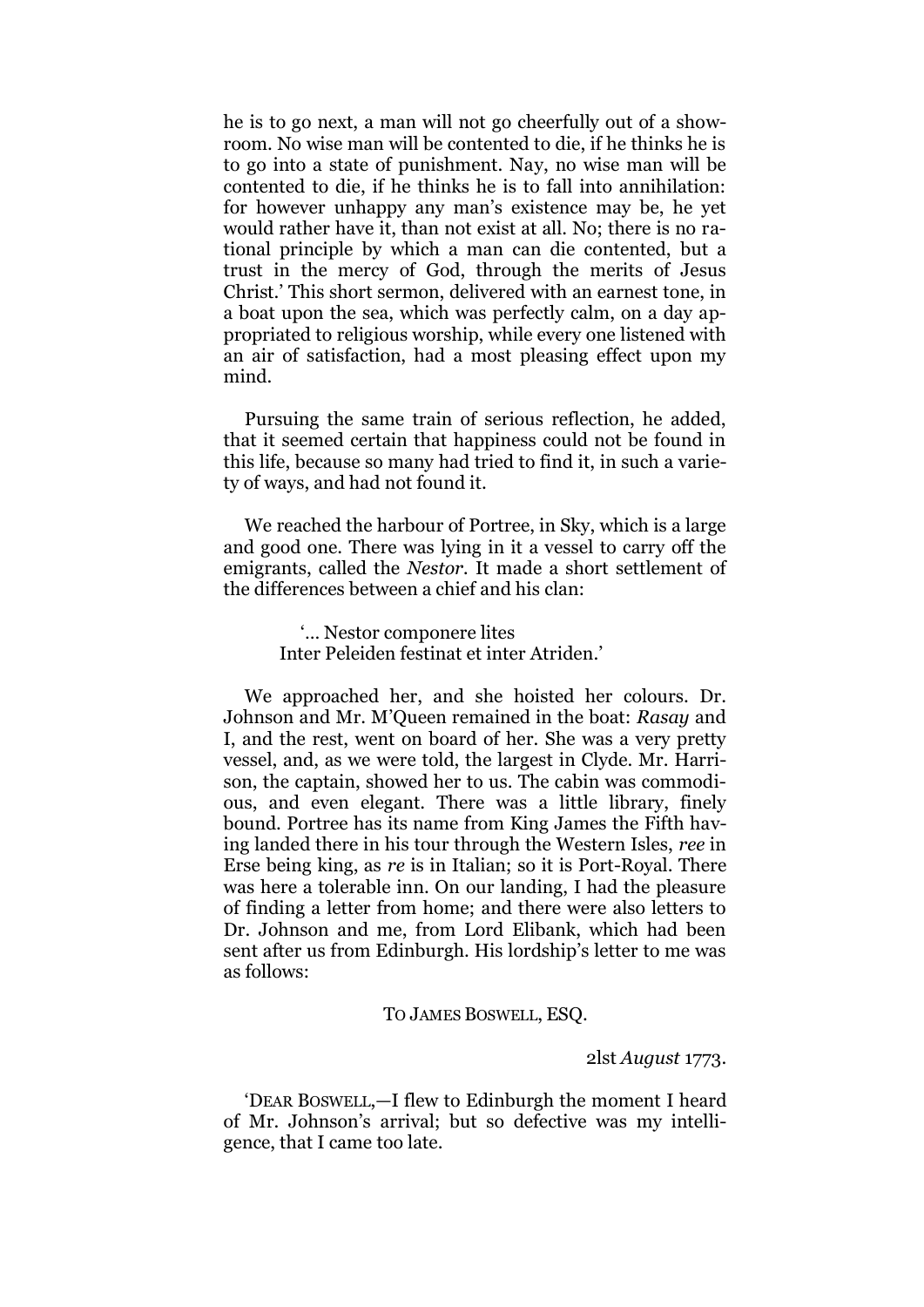he is to go next, a man will not go cheerfully out of a show-room. No wise man will be contented to die, if he thinks he is to go into a state of punishment. Nay, no wise man will be contented to die, if he thinks he is to fall into annihilation: for however unhappy any man's existence may be, he yet would rather have it, than not exist at all. No; there is no rational principle by which a man can die contented, but a trust in the mercy of God, through the merits of Jesus Christ.' This short sermon, delivered with an earnest tone, in a boat upon the sea, which was perfectly calm, on a day appropriated to religious worship, while every one listened with an air of satisfaction, had a most pleasing effect upon my mind.

Pursuing the same train of serious reflection, he added, that it seemed certain that happiness could not be found in this life, because so many had tried to find it, in such a variety of ways, and had not found it.

We reached the harbour of Portree, in Sky, which is a large and good one. There was lying in it a vessel to carry off the emigrants, called the *Nestor*. It made a short settlement of the differences between a chief and his clan:

> '... Nestor componere lites
> Inter Peleiden festinat et inter Atriden.'

We approached her, and she hoisted her colours. Dr. Johnson and Mr. M'Queen remained in the boat: *Rasay* and I, and the rest, went on board of her. She was a very pretty vessel, and, as we were told, the largest in Clyde. Mr. Harrison, the captain, showed her to us. The cabin was commodious, and even elegant. There was a little library, finely bound. Portree has its name from King James the Fifth having landed there in his tour through the Western Isles, *ree* in Erse being king, as *re* is in Italian; so it is Port-Royal. There was here a tolerable inn. On our landing, I had the pleasure of finding a letter from home; and there were also letters to Dr. Johnson and me, from Lord Elibank, which had been sent after us from Edinburgh. His lordship's letter to me was as follows:

TO JAMES BOSWELL, ESQ.

2lst *August* 1773.

'DEAR BOSWELL,—I flew to Edinburgh the moment I heard of Mr. Johnson's arrival; but so defective was my intelligence, that I came too late.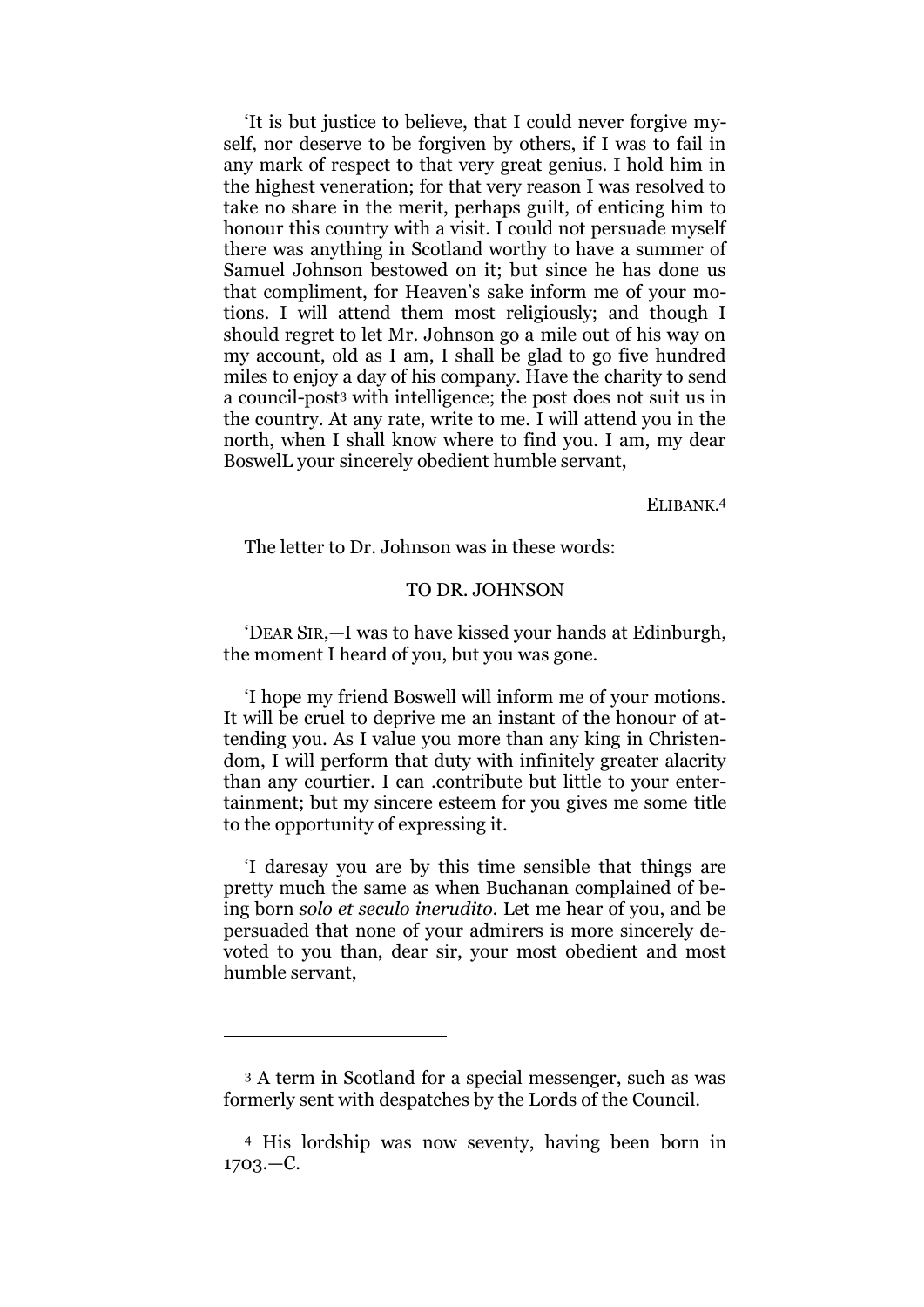'It is but justice to believe, that I could never forgive myself, nor deserve to be forgiven by others, if I was to fail in any mark of respect to that very great genius. I hold him in the highest veneration; for that very reason I was resolved to take no share in the merit, perhaps guilt, of enticing him to honour this country with a visit. I could not persuade myself there was anything in Scotland worthy to have a summer of Samuel Johnson bestowed on it; but since he has done us that compliment, for Heaven's sake inform me of your motions. I will attend them most religiously; and though I should regret to let Mr. Johnson go a mile out of his way on my account, old as I am, I shall be glad to go five hundred miles to enjoy a day of his company. Have the charity to send a council-post[3] with intelligence; the post does not suit us in the country. At any rate, write to me. I will attend you in the north, when I shall know where to find you. I am, my dear BoswelL your sincerely obedient humble servant,

ELIBANK.[4]

The letter to Dr. Johnson was in these words:

TO DR. JOHNSON

'DEAR SIR,—I was to have kissed your hands at Edinburgh, the moment I heard of you, but you was gone.

'I hope my friend Boswell will inform me of your motions. It will be cruel to deprive me an instant of the honour of attending you. As I value you more than any king in Christendom, I will perform that duty with infinitely greater alacrity than any courtier. I can .contribute but little to your entertainment; but my sincere esteem for you gives me some title to the opportunity of expressing it.

'I daresay you are by this time sensible that things are pretty much the same as when Buchanan complained of being born *solo et seculo inerudito*. Let me hear of you, and be persuaded that none of your admirers is more sincerely devoted to you than, dear sir, your most obedient and most humble servant,

---

[3] A term in Scotland for a special messenger, such as was formerly sent with despatches by the Lords of the Council.

[4] His lordship was now seventy, having been born in 1703.—C.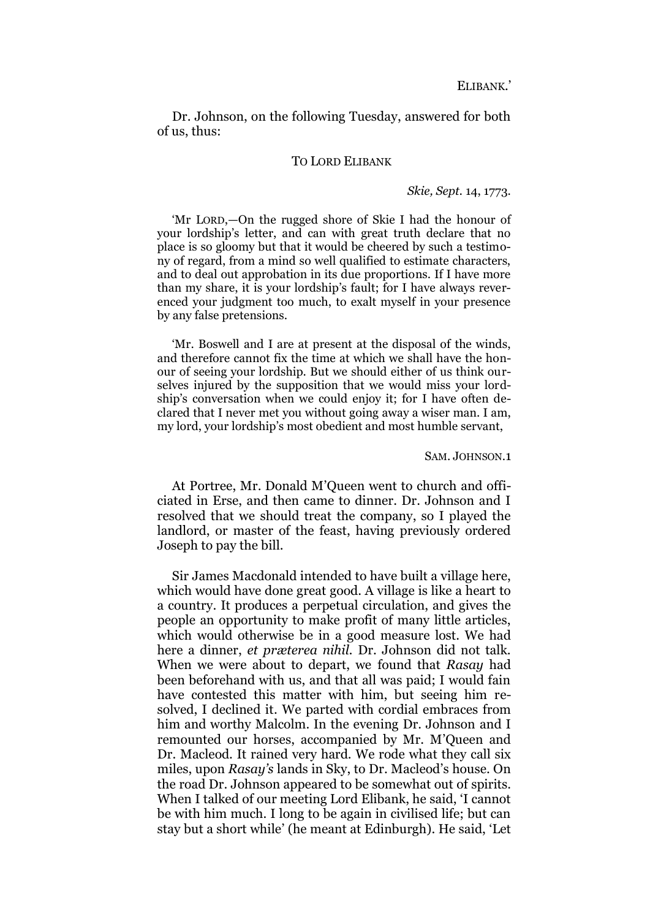ELIBANK.'

Dr. Johnson, on the following Tuesday, answered for both of us, thus:

TO LORD ELIBANK

*Skie, Sept.* 14, 1773.

'MY LORD,—On the rugged shore of Skie I had the honour of your lordship's letter, and can with great truth declare that no place is so gloomy but that it would be cheered by such a testimony of regard, from a mind so well qualified to estimate characters, and to deal out approbation in its due proportions. If I have more than my share, it is your lordship's fault; for I have always reverenced your judgment too much, to exalt myself in your presence by any false pretensions.

'Mr. Boswell and I are at present at the disposal of the winds, and therefore cannot fix the time at which we shall have the honour of seeing your lordship. But we should either of us think ourselves injured by the supposition that we would miss your lordship's conversation when we could enjoy it; for I have often declared that I never met you without going away a wiser man. I am, my lord, your lordship's most obedient and most humble servant,

SAM. JOHNSON.[1]

At Portree, Mr. Donald M'Queen went to church and officiated in Erse, and then came to dinner. Dr. Johnson and I resolved that we should treat the company, so I played the landlord, or master of the feast, having previously ordered Joseph to pay the bill.

Sir James Macdonald intended to have built a village here, which would have done great good. A village is like a heart to a country. It produces a perpetual circulation, and gives the people an opportunity to make profit of many little articles, which would otherwise be in a good measure lost. We had here a dinner, *et præterea nihil*. Dr. Johnson did not talk. When we were about to depart, we found that *Rasay* had been beforehand with us, and that all was paid; I would fain have contested this matter with him, but seeing him resolved, I declined it. We parted with cordial embraces from him and worthy Malcolm. In the evening Dr. Johnson and I remounted our horses, accompanied by Mr. M'Queen and Dr. Macleod. It rained very hard. We rode what they call six miles, upon *Rasay's* lands in Sky, to Dr. Macleod's house. On the road Dr. Johnson appeared to be somewhat out of spirits. When I talked of our meeting Lord Elibank, he said, 'I cannot be with him much. I long to be again in civilised life; but can stay but a short while' (he meant at Edinburgh). He said, 'Let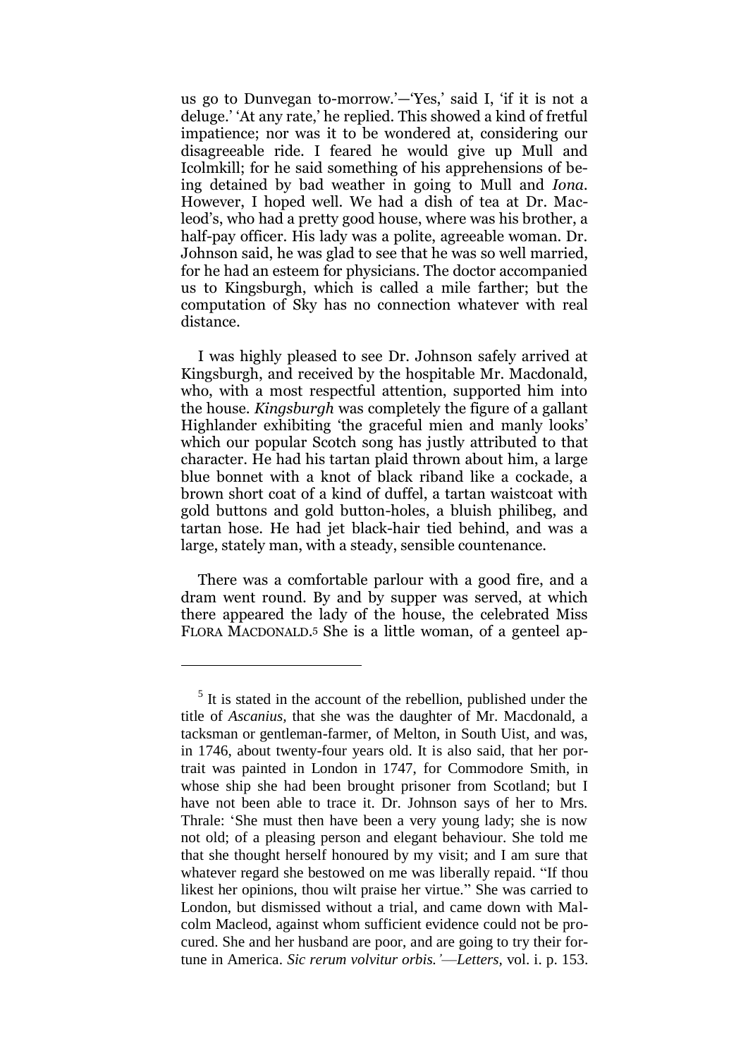us go to Dunvegan to-morrow.'—'Yes,' said I, 'if it is not a deluge.' 'At any rate,' he replied. This showed a kind of fretful impatience; nor was it to be wondered at, considering our disagreeable ride. I feared he would give up Mull and Icolmkill; for he said something of his apprehensions of being detained by bad weather in going to Mull and *Iona*. However, I hoped well. We had a dish of tea at Dr. Macleod's, who had a pretty good house, where was his brother, a half-pay officer. His lady was a polite, agreeable woman. Dr. Johnson said, he was glad to see that he was so well married, for he had an esteem for physicians. The doctor accompanied us to Kingsburgh, which is called a mile farther; but the computation of Sky has no connection whatever with real distance.

I was highly pleased to see Dr. Johnson safely arrived at Kingsburgh, and received by the hospitable Mr. Macdonald, who, with a most respectful attention, supported him into the house. *Kingsburgh* was completely the figure of a gallant Highlander exhibiting 'the graceful mien and manly looks' which our popular Scotch song has justly attributed to that character. He had his tartan plaid thrown about him, a large blue bonnet with a knot of black riband like a cockade, a brown short coat of a kind of duffel, a tartan waistcoat with gold buttons and gold button-holes, a bluish philibeg, and tartan hose. He had jet black-hair tied behind, and was a large, stately man, with a steady, sensible countenance.

There was a comfortable parlour with a good fire, and a dram went round. By and by supper was served, at which there appeared the lady of the house, the celebrated Miss FLORA MACDONALD.[5] She is a little woman, of a genteel ap-

---

[5] It is stated in the account of the rebellion, published under the title of *Ascanius*, that she was the daughter of Mr. Macdonald, a tacksman or gentleman-farmer, of Melton, in South Uist, and was, in 1746, about twenty-four years old. It is also said, that her portrait was painted in London in 1747, for Commodore Smith, in whose ship she had been brought prisoner from Scotland; but I have not been able to trace it. Dr. Johnson says of her to Mrs. Thrale: 'She must then have been a very young lady; she is now not old; of a pleasing person and elegant behaviour. She told me that she thought herself honoured by my visit; and I am sure that whatever regard she bestowed on me was liberally repaid. "If thou likest her opinions, thou wilt praise her virtue." She was carried to London, but dismissed without a trial, and came down with Malcolm Macleod, against whom sufficient evidence could not be procured. She and her husband are poor, and are going to try their fortune in America. *Sic rerum volvitur orbis.'*—*Letters*, vol. i. p. 153.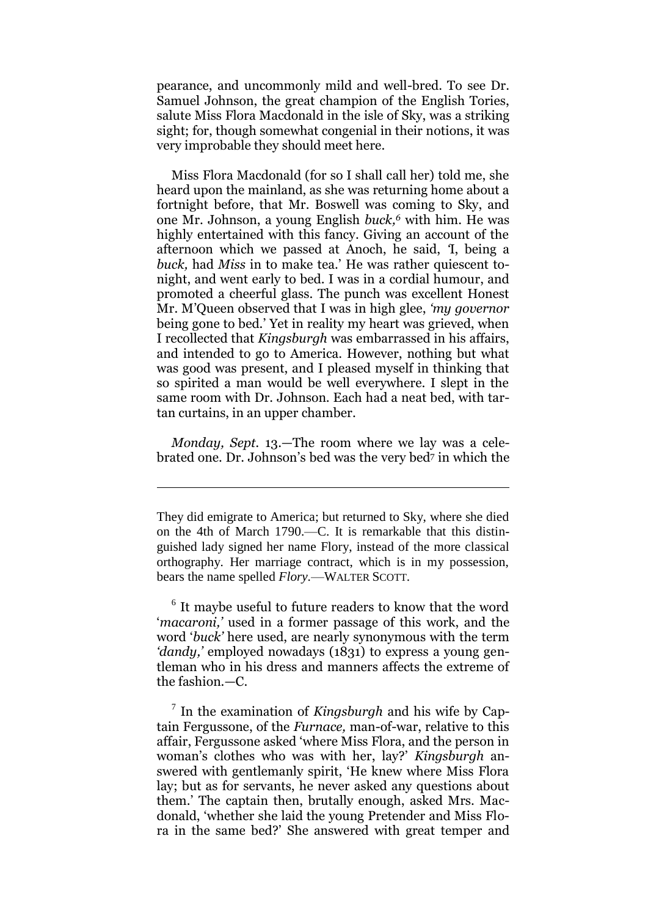pearance, and uncommonly mild and well-bred. To see Dr. Samuel Johnson, the great champion of the English Tories, salute Miss Flora Macdonald in the isle of Sky, was a striking sight; for, though somewhat congenial in their notions, it was very improbable they should meet here.

Miss Flora Macdonald (for so I shall call her) told me, she heard upon the mainland, as she was returning home about a fortnight before, that Mr. Boswell was coming to Sky, and one Mr. Johnson, a young English *buck,*[6] with him. He was highly entertained with this fancy. Giving an account of the afternoon which we passed at Anoch, he said, 'I, being a *buck,* had *Miss* in to make tea.' He was rather quiescent to-night, and went early to bed. I was in a cordial humour, and promoted a cheerful glass. The punch was excellent Honest Mr. M'Queen observed that I was in high glee, *'my governor* being gone to bed.' Yet in reality my heart was grieved, when I recollected that *Kingsburgh* was embarrassed in his affairs, and intended to go to America. However, nothing but what was good was present, and I pleased myself in thinking that so spirited a man would be well everywhere. I slept in the same room with Dr. Johnson. Each had a neat bed, with tartan curtains, in an upper chamber.

*Monday, Sept.* 13.—The room where we lay was a celebrated one. Dr. Johnson's bed was the very bed[7] in which the

---

They did emigrate to America; but returned to Sky, where she died on the 4th of March 1790.—C. It is remarkable that this distinguished lady signed her name Flory, instead of the more classical orthography. Her marriage contract, which is in my possession, bears the name spelled *Flory*.—WALTER SCOTT.

[6] It maybe useful to future readers to know that the word '*macaroni,*' used in a former passage of this work, and the word '*buck*' here used, are nearly synonymous with the term '*dandy,*' employed nowadays (1831) to express a young gentleman who in his dress and manners affects the extreme of the fashion.—C.

[7] In the examination of *Kingsburgh* and his wife by Captain Fergussone, of the *Furnace,* man-of-war, relative to this affair, Fergussone asked 'where Miss Flora, and the person in woman's clothes who was with her, lay?' *Kingsburgh* answered with gentlemanly spirit, 'He knew where Miss Flora lay; but as for servants, he never asked any questions about them.' The captain then, brutally enough, asked Mrs. Macdonald, 'whether she laid the young Pretender and Miss Flora in the same bed?' She answered with great temper and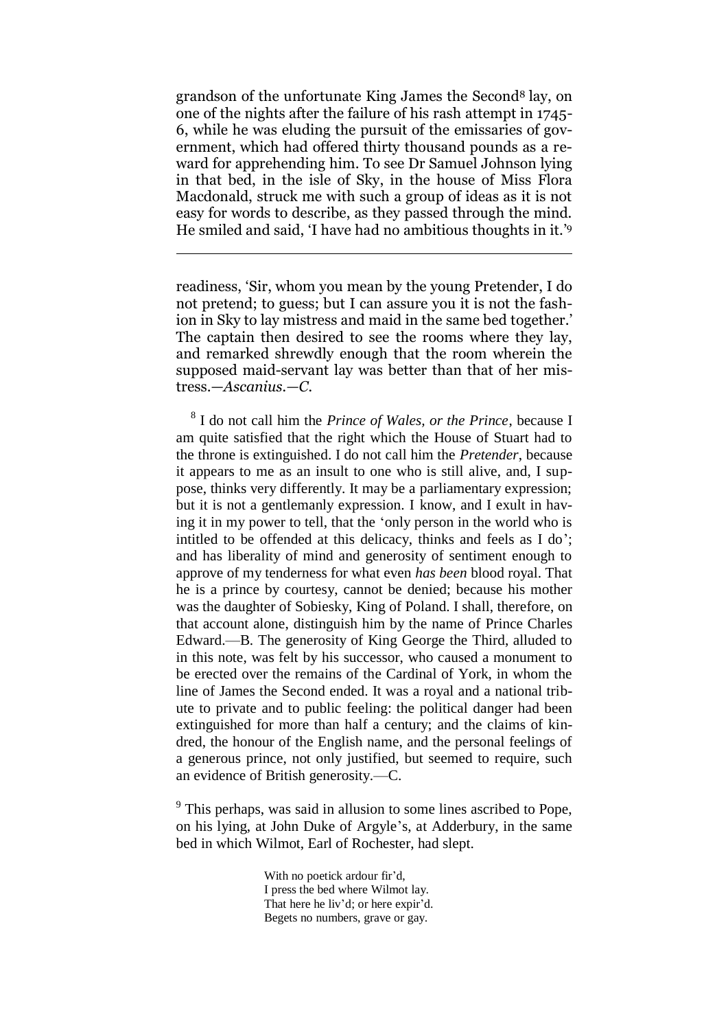grandson of the unfortunate King James the Second[8] lay, on one of the nights after the failure of his rash attempt in 1745-6, while he was eluding the pursuit of the emissaries of government, which had offered thirty thousand pounds as a reward for apprehending him. To see Dr Samuel Johnson lying in that bed, in the isle of Sky, in the house of Miss Flora Macdonald, struck me with such a group of ideas as it is not easy for words to describe, as they passed through the mind. He smiled and said, 'I have had no ambitious thoughts in it.'[9]

---

readiness, 'Sir, whom you mean by the young Pretender, I do not pretend; to guess; but I can assure you it is not the fashion in Sky to lay mistress and maid in the same bed together.' The captain then desired to see the rooms where they lay, and remarked shrewdly enough that the room wherein the supposed maid-servant lay was better than that of her mistress.—*Ascanius*.—*C.*

[8] I do not call him the *Prince of Wales, or the Prince*, because I am quite satisfied that the right which the House of Stuart had to the throne is extinguished. I do not call him the *Pretender*, because it appears to me as an insult to one who is still alive, and, I suppose, thinks very differently. It may be a parliamentary expression; but it is not a gentlemanly expression. I know, and I exult in having it in my power to tell, that the 'only person in the world who is intitled to be offended at this delicacy, thinks and feels as I do'; and has liberality of mind and generosity of sentiment enough to approve of my tenderness for what even *has been* blood royal. That he is a prince by courtesy, cannot be denied; because his mother was the daughter of Sobiesky, King of Poland. I shall, therefore, on that account alone, distinguish him by the name of Prince Charles Edward.—B. The generosity of King George the Third, alluded to in this note, was felt by his successor, who caused a monument to be erected over the remains of the Cardinal of York, in whom the line of James the Second ended. It was a royal and a national tribute to private and to public feeling: the political danger had been extinguished for more than half a century; and the claims of kindred, the honour of the English name, and the personal feelings of a generous prince, not only justified, but seemed to require, such an evidence of British generosity.—C.

[9] This perhaps, was said in allusion to some lines ascribed to Pope, on his lying, at John Duke of Argyle's, at Adderbury, in the same bed in which Wilmot, Earl of Rochester, had slept.

> With no poetick ardour fir'd,
> I press the bed where Wilmot lay.
> That here he liv'd; or here expir'd.
> Begets no numbers, grave or gay.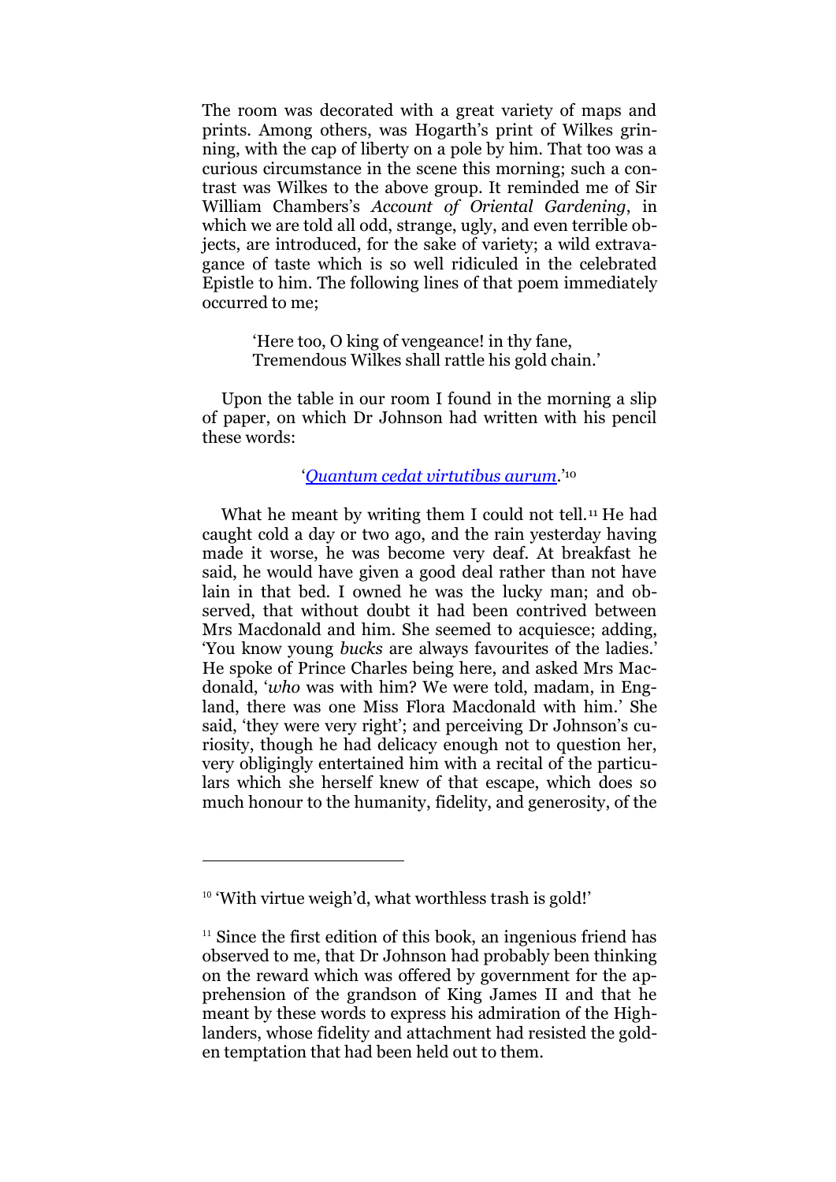The room was decorated with a great variety of maps and prints. Among others, was Hogarth's print of Wilkes grinning, with the cap of liberty on a pole by him. That too was a curious circumstance in the scene this morning; such a contrast was Wilkes to the above group. It reminded me of Sir William Chambers's *Account of Oriental Gardening*, in which we are told all odd, strange, ugly, and even terrible objects, are introduced, for the sake of variety; a wild extravagance of taste which is so well ridiculed in the celebrated Epistle to him. The following lines of that poem immediately occurred to me;

> 'Here too, O king of vengeance! in thy fane,
> Tremendous Wilkes shall rattle his gold chain.'

Upon the table in our room I found in the morning a slip of paper, on which Dr Johnson had written with his pencil these words:

'*Quantum cedat virtutibus aurum*.'[10]

What he meant by writing them I could not tell.[11] He had caught cold a day or two ago, and the rain yesterday having made it worse, he was become very deaf. At breakfast he said, he would have given a good deal rather than not have lain in that bed. I owned he was the lucky man; and observed, that without doubt it had been contrived between Mrs Macdonald and him. She seemed to acquiesce; adding, 'You know young *bucks* are always favourites of the ladies.' He spoke of Prince Charles being here, and asked Mrs Macdonald, '*who* was with him? We were told, madam, in England, there was one Miss Flora Macdonald with him.' She said, 'they were very right'; and perceiving Dr Johnson's curiosity, though he had delicacy enough not to question her, very obligingly entertained him with a recital of the particulars which she herself knew of that escape, which does so much honour to the humanity, fidelity, and generosity, of the

---

[10] 'With virtue weigh'd, what worthless trash is gold!'

[11] Since the first edition of this book, an ingenious friend has observed to me, that Dr Johnson had probably been thinking on the reward which was offered by government for the apprehension of the grandson of King James II and that he meant by these words to express his admiration of the Highlanders, whose fidelity and attachment had resisted the golden temptation that had been held out to them.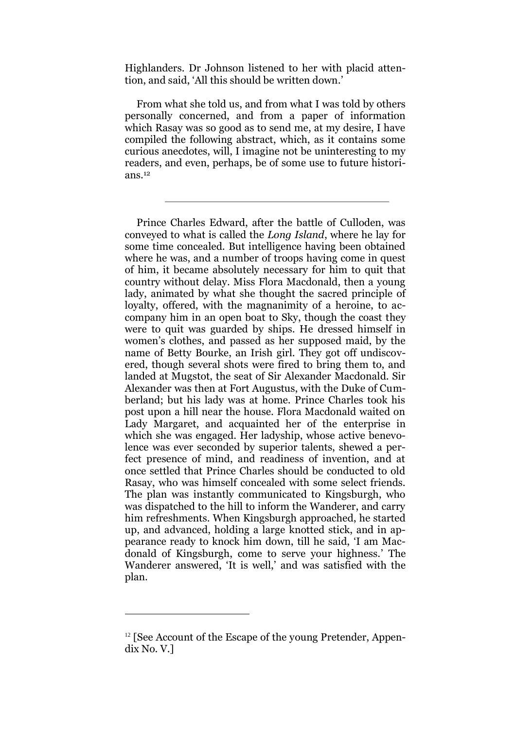Highlanders. Dr Johnson listened to her with placid attention, and said, 'All this should be written down.'

From what she told us, and from what I was told by others personally concerned, and from a paper of information which Rasay was so good as to send me, at my desire, I have compiled the following abstract, which, as it contains some curious anecdotes, will, I imagine not be uninteresting to my readers, and even, perhaps, be of some use to future historians.[12]

---

Prince Charles Edward, after the battle of Culloden, was conveyed to what is called the *Long Island*, where he lay for some time concealed. But intelligence having been obtained where he was, and a number of troops having come in quest of him, it became absolutely necessary for him to quit that country without delay. Miss Flora Macdonald, then a young lady, animated by what she thought the sacred principle of loyalty, offered, with the magnanimity of a heroine, to accompany him in an open boat to Sky, though the coast they were to quit was guarded by ships. He dressed himself in women's clothes, and passed as her supposed maid, by the name of Betty Bourke, an Irish girl. They got off undiscovered, though several shots were fired to bring them to, and landed at Mugstot, the seat of Sir Alexander Macdonald. Sir Alexander was then at Fort Augustus, with the Duke of Cumberland; but his lady was at home. Prince Charles took his post upon a hill near the house. Flora Macdonald waited on Lady Margaret, and acquainted her of the enterprise in which she was engaged. Her ladyship, whose active benevolence was ever seconded by superior talents, shewed a perfect presence of mind, and readiness of invention, and at once settled that Prince Charles should be conducted to old Rasay, who was himself concealed with some select friends. The plan was instantly communicated to Kingsburgh, who was dispatched to the hill to inform the Wanderer, and carry him refreshments. When Kingsburgh approached, he started up, and advanced, holding a large knotted stick, and in appearance ready to knock him down, till he said, 'I am Macdonald of Kingsburgh, come to serve your highness.' The Wanderer answered, 'It is well,' and was satisfied with the plan.

---

[12] [See Account of the Escape of the young Pretender, Appendix No. V.]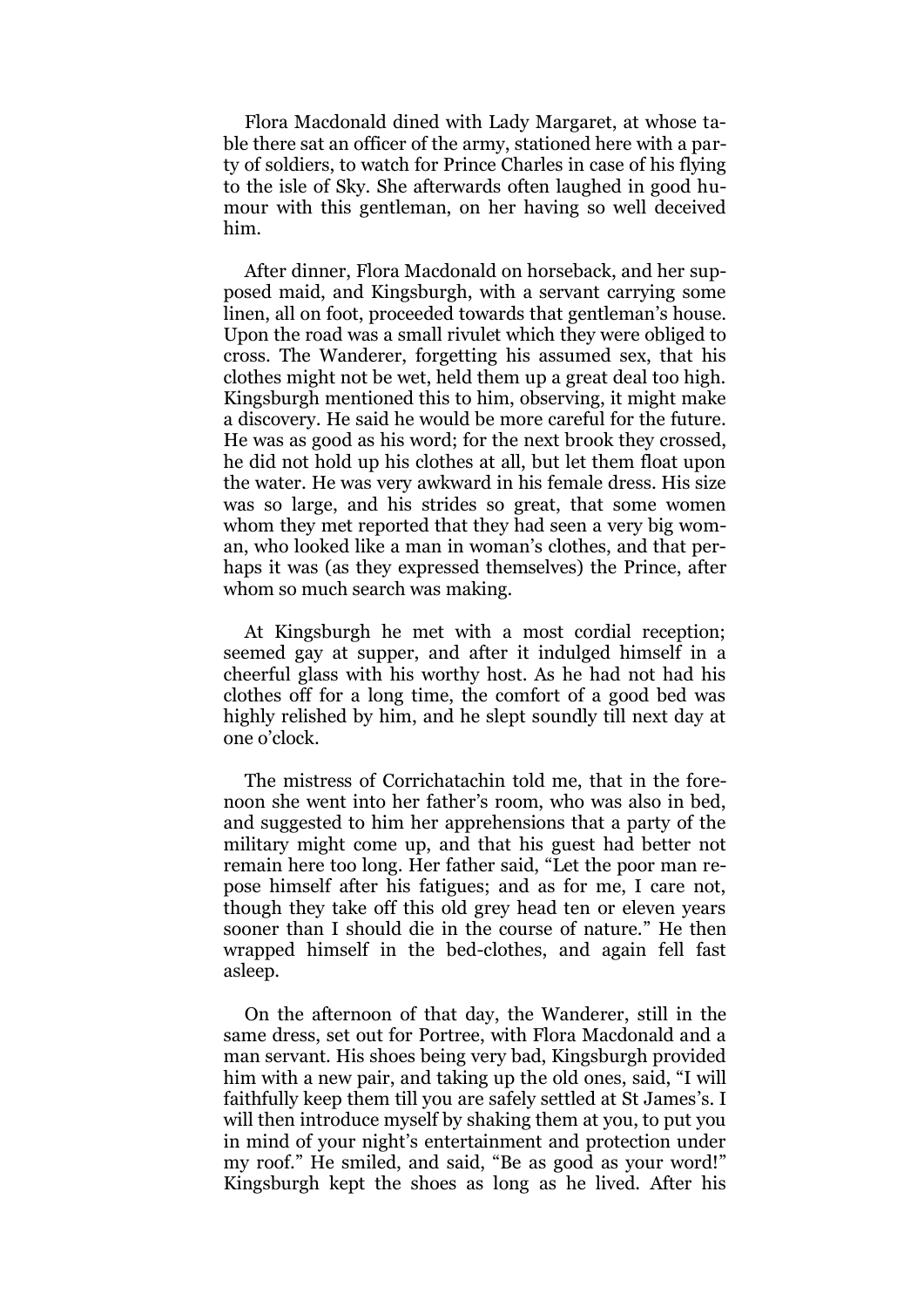Flora Macdonald dined with Lady Margaret, at whose table there sat an officer of the army, stationed here with a party of soldiers, to watch for Prince Charles in case of his flying to the isle of Sky. She afterwards often laughed in good humour with this gentleman, on her having so well deceived him.

After dinner, Flora Macdonald on horseback, and her supposed maid, and Kingsburgh, with a servant carrying some linen, all on foot, proceeded towards that gentleman's house. Upon the road was a small rivulet which they were obliged to cross. The Wanderer, forgetting his assumed sex, that his clothes might not be wet, held them up a great deal too high. Kingsburgh mentioned this to him, observing, it might make a discovery. He said he would be more careful for the future. He was as good as his word; for the next brook they crossed, he did not hold up his clothes at all, but let them float upon the water. He was very awkward in his female dress. His size was so large, and his strides so great, that some women whom they met reported that they had seen a very big woman, who looked like a man in woman's clothes, and that perhaps it was (as they expressed themselves) the Prince, after whom so much search was making.

At Kingsburgh he met with a most cordial reception; seemed gay at supper, and after it indulged himself in a cheerful glass with his worthy host. As he had not had his clothes off for a long time, the comfort of a good bed was highly relished by him, and he slept soundly till next day at one o'clock.

The mistress of Corrichatachin told me, that in the forenoon she went into her father's room, who was also in bed, and suggested to him her apprehensions that a party of the military might come up, and that his guest had better not remain here too long. Her father said, "Let the poor man repose himself after his fatigues; and as for me, I care not, though they take off this old grey head ten or eleven years sooner than I should die in the course of nature." He then wrapped himself in the bed-clothes, and again fell fast asleep.

On the afternoon of that day, the Wanderer, still in the same dress, set out for Portree, with Flora Macdonald and a man servant. His shoes being very bad, Kingsburgh provided him with a new pair, and taking up the old ones, said, "I will faithfully keep them till you are safely settled at St James's. I will then introduce myself by shaking them at you, to put you in mind of your night's entertainment and protection under my roof." He smiled, and said, "Be as good as your word!" Kingsburgh kept the shoes as long as he lived. After his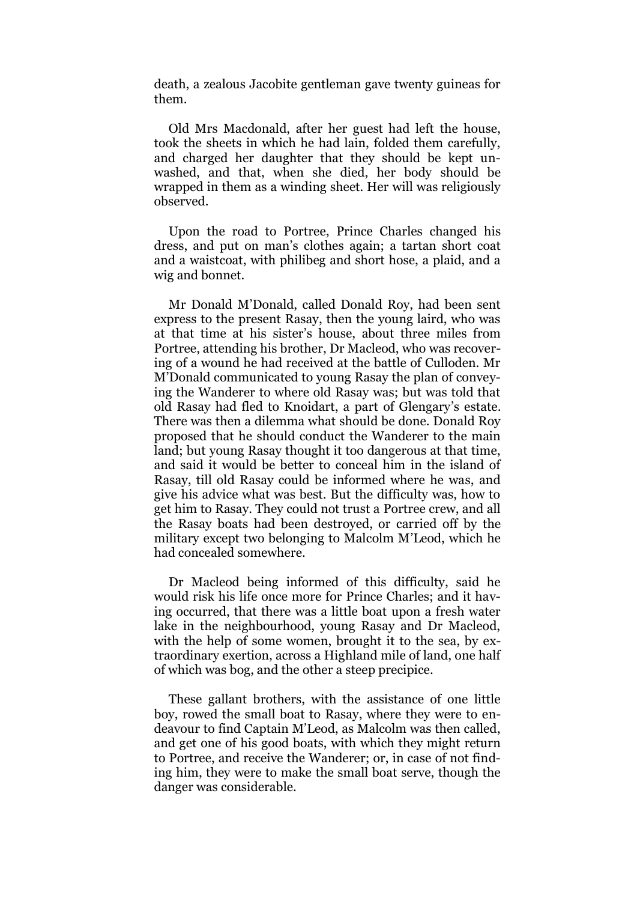death, a zealous Jacobite gentleman gave twenty guineas for them.

Old Mrs Macdonald, after her guest had left the house, took the sheets in which he had lain, folded them carefully, and charged her daughter that they should be kept unwashed, and that, when she died, her body should be wrapped in them as a winding sheet. Her will was religiously observed.

Upon the road to Portree, Prince Charles changed his dress, and put on man's clothes again; a tartan short coat and a waistcoat, with philibeg and short hose, a plaid, and a wig and bonnet.

Mr Donald M'Donald, called Donald Roy, had been sent express to the present Rasay, then the young laird, who was at that time at his sister's house, about three miles from Portree, attending his brother, Dr Macleod, who was recovering of a wound he had received at the battle of Culloden. Mr M'Donald communicated to young Rasay the plan of conveying the Wanderer to where old Rasay was; but was told that old Rasay had fled to Knoidart, a part of Glengary's estate. There was then a dilemma what should be done. Donald Roy proposed that he should conduct the Wanderer to the main land; but young Rasay thought it too dangerous at that time, and said it would be better to conceal him in the island of Rasay, till old Rasay could be informed where he was, and give his advice what was best. But the difficulty was, how to get him to Rasay. They could not trust a Portree crew, and all the Rasay boats had been destroyed, or carried off by the military except two belonging to Malcolm M'Leod, which he had concealed somewhere.

Dr Macleod being informed of this difficulty, said he would risk his life once more for Prince Charles; and it having occurred, that there was a little boat upon a fresh water lake in the neighbourhood, young Rasay and Dr Macleod, with the help of some women, brought it to the sea, by extraordinary exertion, across a Highland mile of land, one half of which was bog, and the other a steep precipice.

These gallant brothers, with the assistance of one little boy, rowed the small boat to Rasay, where they were to endeavour to find Captain M'Leod, as Malcolm was then called, and get one of his good boats, with which they might return to Portree, and receive the Wanderer; or, in case of not finding him, they were to make the small boat serve, though the danger was considerable.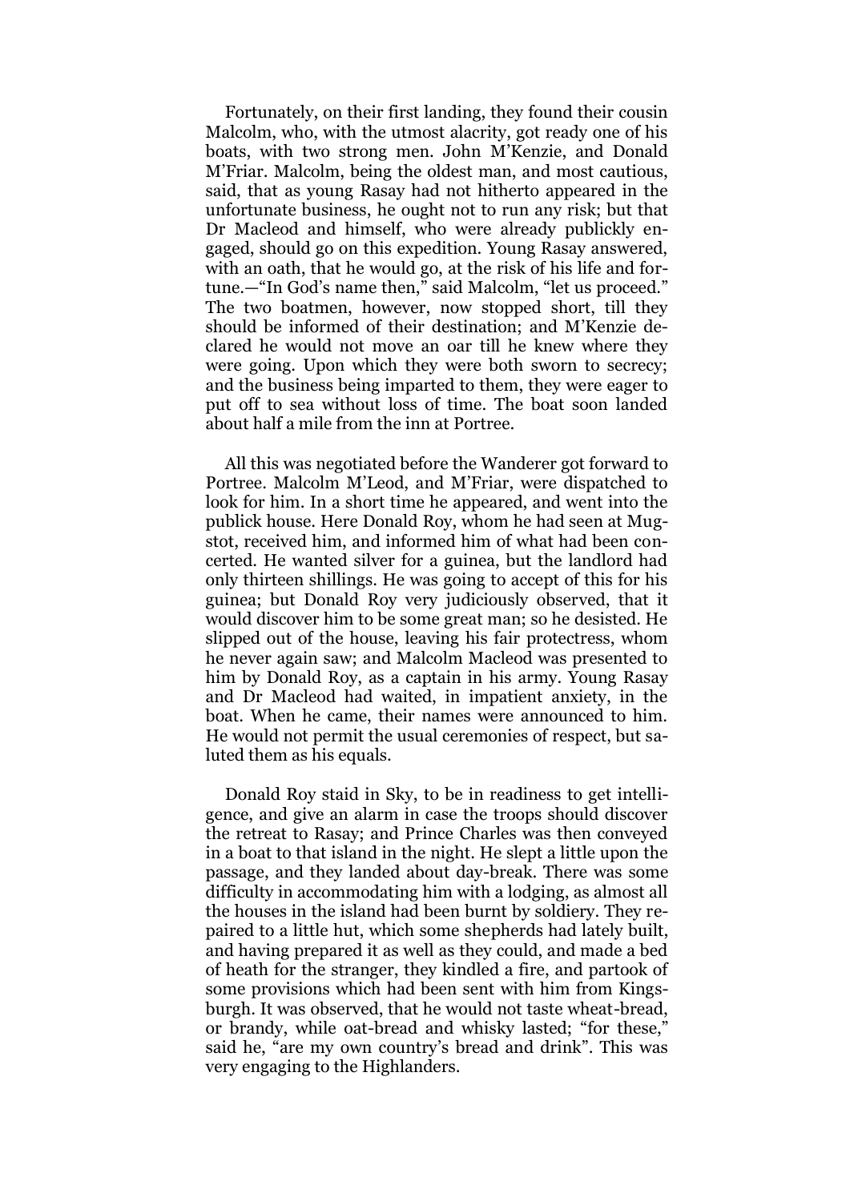Fortunately, on their first landing, they found their cousin Malcolm, who, with the utmost alacrity, got ready one of his boats, with two strong men. John M'Kenzie, and Donald M'Friar. Malcolm, being the oldest man, and most cautious, said, that as young Rasay had not hitherto appeared in the unfortunate business, he ought not to run any risk; but that Dr Macleod and himself, who were already publickly engaged, should go on this expedition. Young Rasay answered, with an oath, that he would go, at the risk of his life and fortune.—"In God's name then," said Malcolm, "let us proceed." The two boatmen, however, now stopped short, till they should be informed of their destination; and M'Kenzie declared he would not move an oar till he knew where they were going. Upon which they were both sworn to secrecy; and the business being imparted to them, they were eager to put off to sea without loss of time. The boat soon landed about half a mile from the inn at Portree.

All this was negotiated before the Wanderer got forward to Portree. Malcolm M'Leod, and M'Friar, were dispatched to look for him. In a short time he appeared, and went into the publick house. Here Donald Roy, whom he had seen at Mugstot, received him, and informed him of what had been concerted. He wanted silver for a guinea, but the landlord had only thirteen shillings. He was going to accept of this for his guinea; but Donald Roy very judiciously observed, that it would discover him to be some great man; so he desisted. He slipped out of the house, leaving his fair protectress, whom he never again saw; and Malcolm Macleod was presented to him by Donald Roy, as a captain in his army. Young Rasay and Dr Macleod had waited, in impatient anxiety, in the boat. When he came, their names were announced to him. He would not permit the usual ceremonies of respect, but saluted them as his equals.

Donald Roy staid in Sky, to be in readiness to get intelligence, and give an alarm in case the troops should discover the retreat to Rasay; and Prince Charles was then conveyed in a boat to that island in the night. He slept a little upon the passage, and they landed about day-break. There was some difficulty in accommodating him with a lodging, as almost all the houses in the island had been burnt by soldiery. They repaired to a little hut, which some shepherds had lately built, and having prepared it as well as they could, and made a bed of heath for the stranger, they kindled a fire, and partook of some provisions which had been sent with him from Kingsburgh. It was observed, that he would not taste wheat-bread, or brandy, while oat-bread and whisky lasted; "for these," said he, "are my own country's bread and drink". This was very engaging to the Highlanders.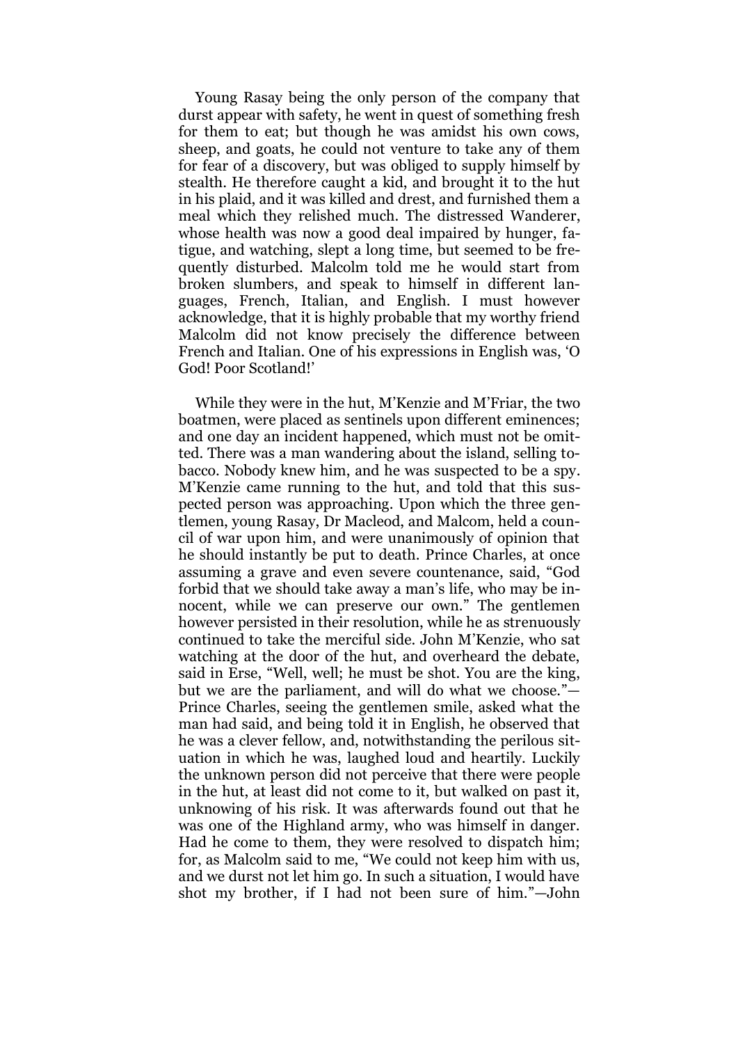Young Rasay being the only person of the company that durst appear with safety, he went in quest of something fresh for them to eat; but though he was amidst his own cows, sheep, and goats, he could not venture to take any of them for fear of a discovery, but was obliged to supply himself by stealth. He therefore caught a kid, and brought it to the hut in his plaid, and it was killed and drest, and furnished them a meal which they relished much. The distressed Wanderer, whose health was now a good deal impaired by hunger, fatigue, and watching, slept a long time, but seemed to be frequently disturbed. Malcolm told me he would start from broken slumbers, and speak to himself in different languages, French, Italian, and English. I must however acknowledge, that it is highly probable that my worthy friend Malcolm did not know precisely the difference between French and Italian. One of his expressions in English was, 'O God! Poor Scotland!'

While they were in the hut, M'Kenzie and M'Friar, the two boatmen, were placed as sentinels upon different eminences; and one day an incident happened, which must not be omitted. There was a man wandering about the island, selling tobacco. Nobody knew him, and he was suspected to be a spy. M'Kenzie came running to the hut, and told that this suspected person was approaching. Upon which the three gentlemen, young Rasay, Dr Macleod, and Malcom, held a council of war upon him, and were unanimously of opinion that he should instantly be put to death. Prince Charles, at once assuming a grave and even severe countenance, said, "God forbid that we should take away a man's life, who may be innocent, while we can preserve our own." The gentlemen however persisted in their resolution, while he as strenuously continued to take the merciful side. John M'Kenzie, who sat watching at the door of the hut, and overheard the debate, said in Erse, "Well, well; he must be shot. You are the king, but we are the parliament, and will do what we choose."—Prince Charles, seeing the gentlemen smile, asked what the man had said, and being told it in English, he observed that he was a clever fellow, and, notwithstanding the perilous situation in which he was, laughed loud and heartily. Luckily the unknown person did not perceive that there were people in the hut, at least did not come to it, but walked on past it, unknowing of his risk. It was afterwards found out that he was one of the Highland army, who was himself in danger. Had he come to them, they were resolved to dispatch him; for, as Malcolm said to me, "We could not keep him with us, and we durst not let him go. In such a situation, I would have shot my brother, if I had not been sure of him."—John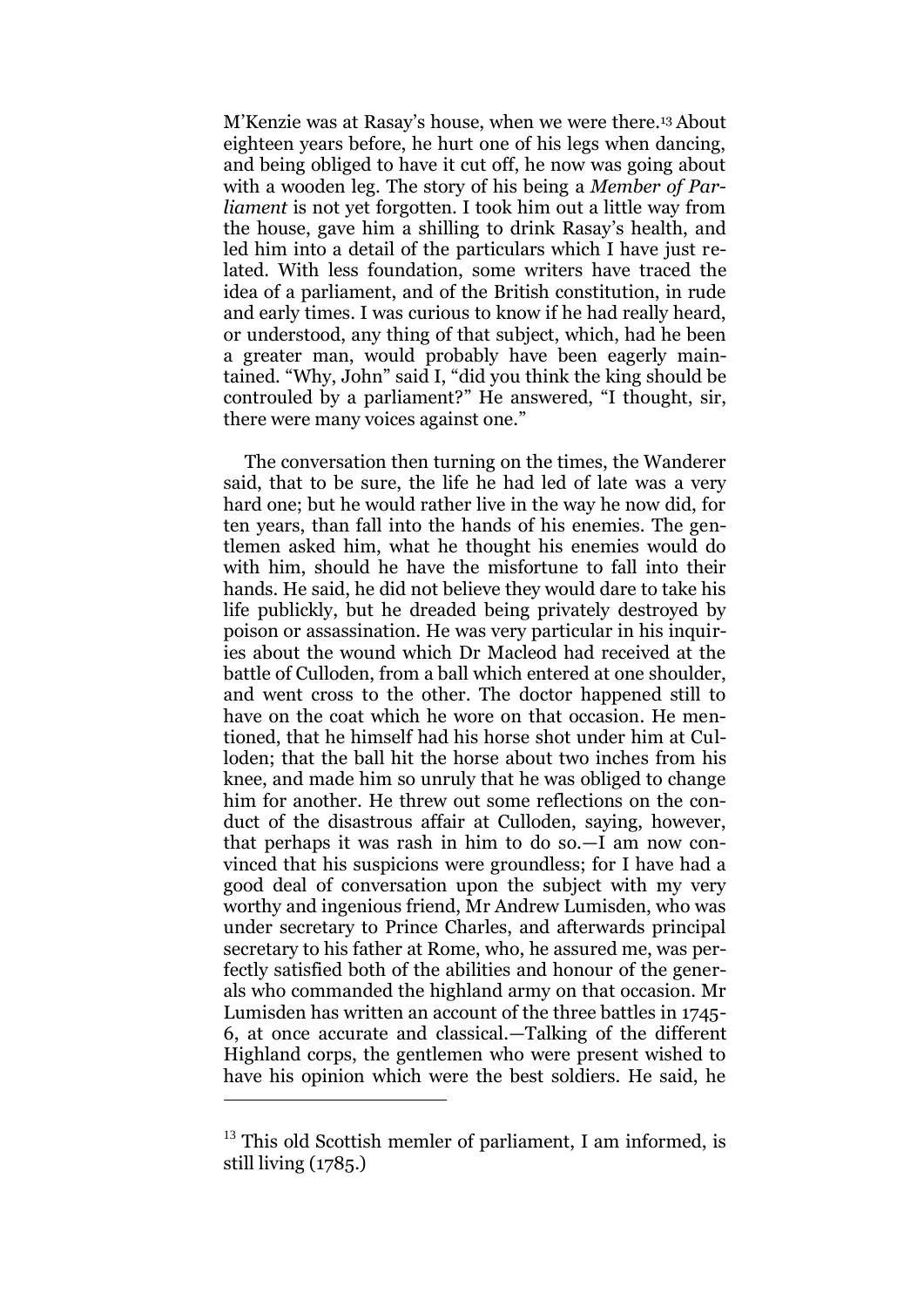M'Kenzie was at Rasay's house, when we were there.[13] About eighteen years before, he hurt one of his legs when dancing, and being obliged to have it cut off, he now was going about with a wooden leg. The story of his being a *Member of Parliament* is not yet forgotten. I took him out a little way from the house, gave him a shilling to drink Rasay's health, and led him into a detail of the particulars which I have just related. With less foundation, some writers have traced the idea of a parliament, and of the British constitution, in rude and early times. I was curious to know if he had really heard, or understood, any thing of that subject, which, had he been a greater man, would probably have been eagerly maintained. "Why, John" said I, "did you think the king should be controuled by a parliament?" He answered, "I thought, sir, there were many voices against one."

The conversation then turning on the times, the Wanderer said, that to be sure, the life he had led of late was a very hard one; but he would rather live in the way he now did, for ten years, than fall into the hands of his enemies. The gentlemen asked him, what he thought his enemies would do with him, should he have the misfortune to fall into their hands. He said, he did not believe they would dare to take his life publickly, but he dreaded being privately destroyed by poison or assassination. He was very particular in his inquiries about the wound which Dr Macleod had received at the battle of Culloden, from a ball which entered at one shoulder, and went cross to the other. The doctor happened still to have on the coat which he wore on that occasion. He mentioned, that he himself had his horse shot under him at Culloden; that the ball hit the horse about two inches from his knee, and made him so unruly that he was obliged to change him for another. He threw out some reflections on the conduct of the disastrous affair at Culloden, saying, however, that perhaps it was rash in him to do so.—I am now convinced that his suspicions were groundless; for I have had a good deal of conversation upon the subject with my very worthy and ingenious friend, Mr Andrew Lumisden, who was under secretary to Prince Charles, and afterwards principal secretary to his father at Rome, who, he assured me, was perfectly satisfied both of the abilities and honour of the generals who commanded the highland army on that occasion. Mr Lumisden has written an account of the three battles in 1745-6, at once accurate and classical.—Talking of the different Highland corps, the gentlemen who were present wished to have his opinion which were the best soldiers. He said, he

---

[13] This old Scottish memler of parliament, I am informed, is still living (1785.)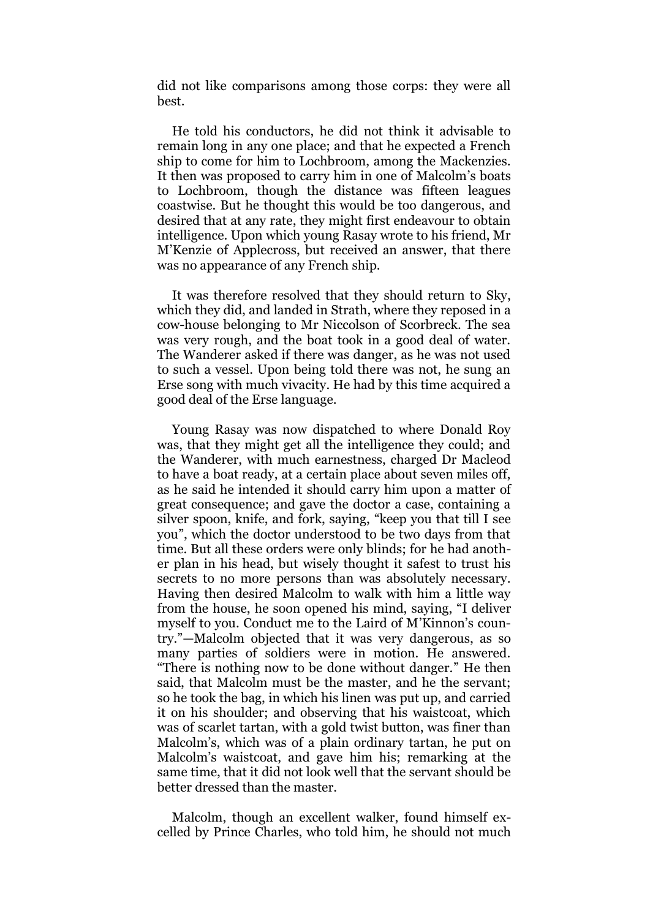did not like comparisons among those corps: they were all best.

He told his conductors, he did not think it advisable to remain long in any one place; and that he expected a French ship to come for him to Lochbroom, among the Mackenzies. It then was proposed to carry him in one of Malcolm's boats to Lochbroom, though the distance was fifteen leagues coastwise. But he thought this would be too dangerous, and desired that at any rate, they might first endeavour to obtain intelligence. Upon which young Rasay wrote to his friend, Mr M'Kenzie of Applecross, but received an answer, that there was no appearance of any French ship.

It was therefore resolved that they should return to Sky, which they did, and landed in Strath, where they reposed in a cow-house belonging to Mr Niccolson of Scorbreck. The sea was very rough, and the boat took in a good deal of water. The Wanderer asked if there was danger, as he was not used to such a vessel. Upon being told there was not, he sung an Erse song with much vivacity. He had by this time acquired a good deal of the Erse language.

Young Rasay was now dispatched to where Donald Roy was, that they might get all the intelligence they could; and the Wanderer, with much earnestness, charged Dr Macleod to have a boat ready, at a certain place about seven miles off, as he said he intended it should carry him upon a matter of great consequence; and gave the doctor a case, containing a silver spoon, knife, and fork, saying, "keep you that till I see you", which the doctor understood to be two days from that time. But all these orders were only blinds; for he had another plan in his head, but wisely thought it safest to trust his secrets to no more persons than was absolutely necessary. Having then desired Malcolm to walk with him a little way from the house, he soon opened his mind, saying, "I deliver myself to you. Conduct me to the Laird of M'Kinnon's country."—Malcolm objected that it was very dangerous, as so many parties of soldiers were in motion. He answered. "There is nothing now to be done without danger." He then said, that Malcolm must be the master, and he the servant; so he took the bag, in which his linen was put up, and carried it on his shoulder; and observing that his waistcoat, which was of scarlet tartan, with a gold twist button, was finer than Malcolm's, which was of a plain ordinary tartan, he put on Malcolm's waistcoat, and gave him his; remarking at the same time, that it did not look well that the servant should be better dressed than the master.

Malcolm, though an excellent walker, found himself excelled by Prince Charles, who told him, he should not much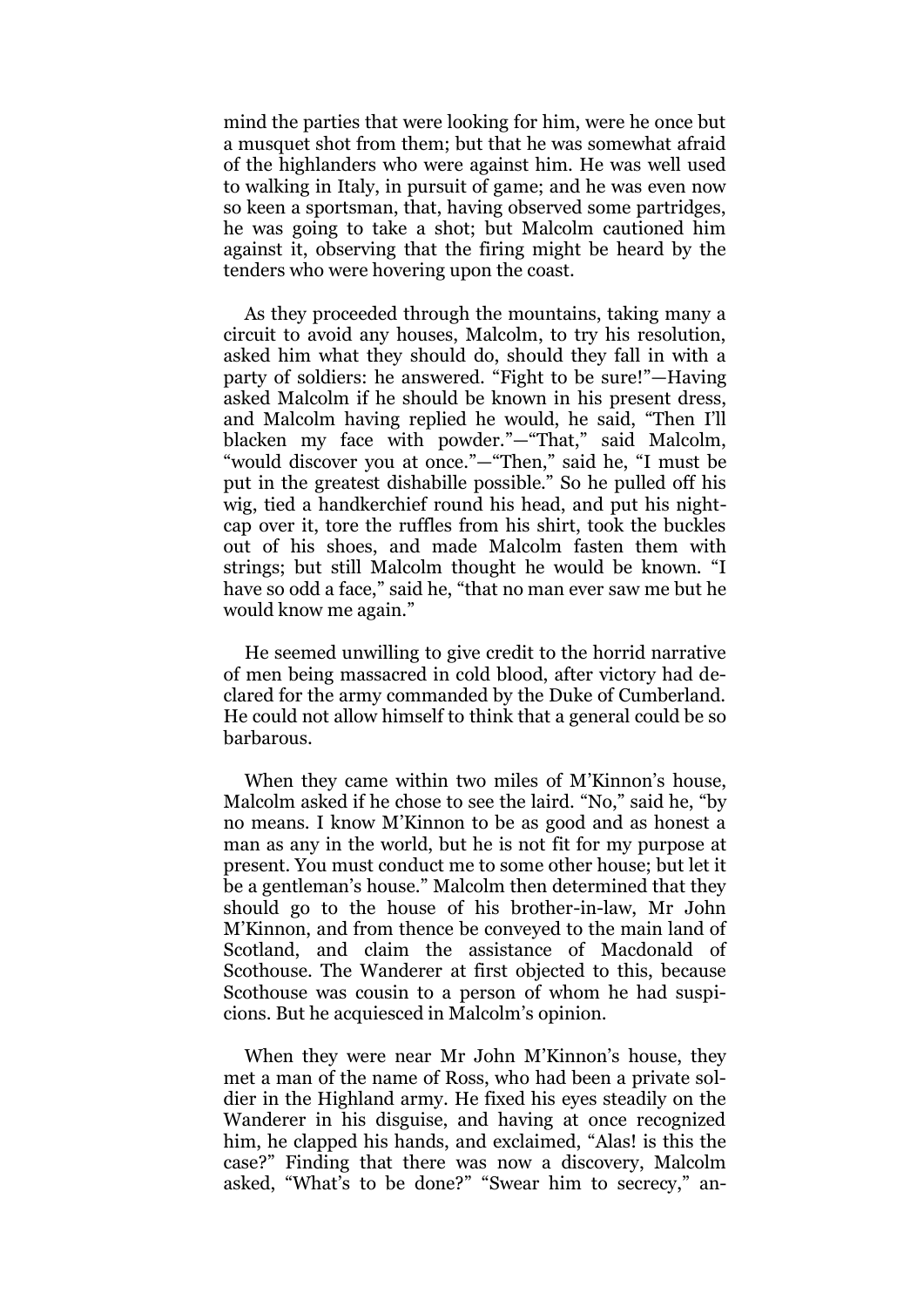mind the parties that were looking for him, were he once but a musquet shot from them; but that he was somewhat afraid of the highlanders who were against him. He was well used to walking in Italy, in pursuit of game; and he was even now so keen a sportsman, that, having observed some partridges, he was going to take a shot; but Malcolm cautioned him against it, observing that the firing might be heard by the tenders who were hovering upon the coast.

As they proceeded through the mountains, taking many a circuit to avoid any houses, Malcolm, to try his resolution, asked him what they should do, should they fall in with a party of soldiers: he answered. "Fight to be sure!"—Having asked Malcolm if he should be known in his present dress, and Malcolm having replied he would, he said, "Then I'll blacken my face with powder."—"That," said Malcolm, "would discover you at once."—"Then," said he, "I must be put in the greatest dishabille possible." So he pulled off his wig, tied a handkerchief round his head, and put his night-cap over it, tore the ruffles from his shirt, took the buckles out of his shoes, and made Malcolm fasten them with strings; but still Malcolm thought he would be known. "I have so odd a face," said he, "that no man ever saw me but he would know me again."

He seemed unwilling to give credit to the horrid narrative of men being massacred in cold blood, after victory had declared for the army commanded by the Duke of Cumberland. He could not allow himself to think that a general could be so barbarous.

When they came within two miles of M'Kinnon's house, Malcolm asked if he chose to see the laird. "No," said he, "by no means. I know M'Kinnon to be as good and as honest a man as any in the world, but he is not fit for my purpose at present. You must conduct me to some other house; but let it be a gentleman's house." Malcolm then determined that they should go to the house of his brother-in-law, Mr John M'Kinnon, and from thence be conveyed to the main land of Scotland, and claim the assistance of Macdonald of Scothouse. The Wanderer at first objected to this, because Scothouse was cousin to a person of whom he had suspicions. But he acquiesced in Malcolm's opinion.

When they were near Mr John M'Kinnon's house, they met a man of the name of Ross, who had been a private soldier in the Highland army. He fixed his eyes steadily on the Wanderer in his disguise, and having at once recognized him, he clapped his hands, and exclaimed, "Alas! is this the case?" Finding that there was now a discovery, Malcolm asked, "What's to be done?" "Swear him to secrecy," an-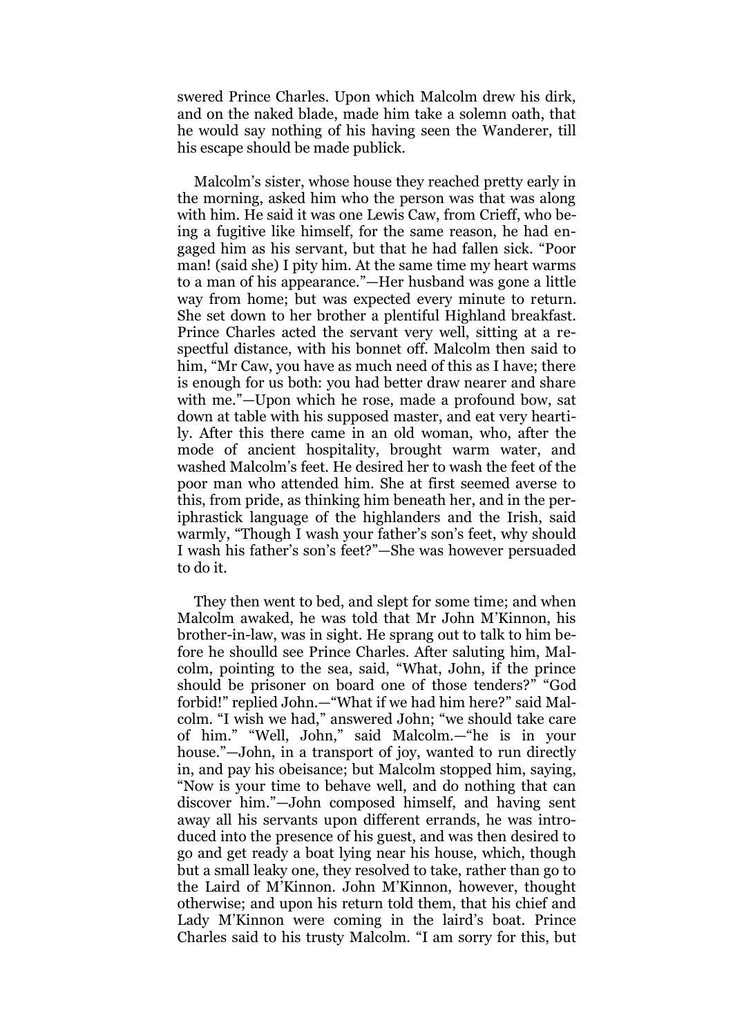swered Prince Charles. Upon which Malcolm drew his dirk, and on the naked blade, made him take a solemn oath, that he would say nothing of his having seen the Wanderer, till his escape should be made publick.

Malcolm's sister, whose house they reached pretty early in the morning, asked him who the person was that was along with him. He said it was one Lewis Caw, from Crieff, who being a fugitive like himself, for the same reason, he had engaged him as his servant, but that he had fallen sick. "Poor man! (said she) I pity him. At the same time my heart warms to a man of his appearance."—Her husband was gone a little way from home; but was expected every minute to return. She set down to her brother a plentiful Highland breakfast. Prince Charles acted the servant very well, sitting at a respectful distance, with his bonnet off. Malcolm then said to him, "Mr Caw, you have as much need of this as I have; there is enough for us both: you had better draw nearer and share with me."—Upon which he rose, made a profound bow, sat down at table with his supposed master, and eat very heartily. After this there came in an old woman, who, after the mode of ancient hospitality, brought warm water, and washed Malcolm's feet. He desired her to wash the feet of the poor man who attended him. She at first seemed averse to this, from pride, as thinking him beneath her, and in the periphrastick language of the highlanders and the Irish, said warmly, "Though I wash your father's son's feet, why should I wash his father's son's feet?"—She was however persuaded to do it.

They then went to bed, and slept for some time; and when Malcolm awaked, he was told that Mr John M'Kinnon, his brother-in-law, was in sight. He sprang out to talk to him before he shoulld see Prince Charles. After saluting him, Malcolm, pointing to the sea, said, "What, John, if the prince should be prisoner on board one of those tenders?" "God forbid!" replied John.—"What if we had him here?" said Malcolm. "I wish we had," answered John; "we should take care of him." "Well, John," said Malcolm.—"he is in your house."—John, in a transport of joy, wanted to run directly in, and pay his obeisance; but Malcolm stopped him, saying, "Now is your time to behave well, and do nothing that can discover him."—John composed himself, and having sent away all his servants upon different errands, he was introduced into the presence of his guest, and was then desired to go and get ready a boat lying near his house, which, though but a small leaky one, they resolved to take, rather than go to the Laird of M'Kinnon. John M'Kinnon, however, thought otherwise; and upon his return told them, that his chief and Lady M'Kinnon were coming in the laird's boat. Prince Charles said to his trusty Malcolm. "I am sorry for this, but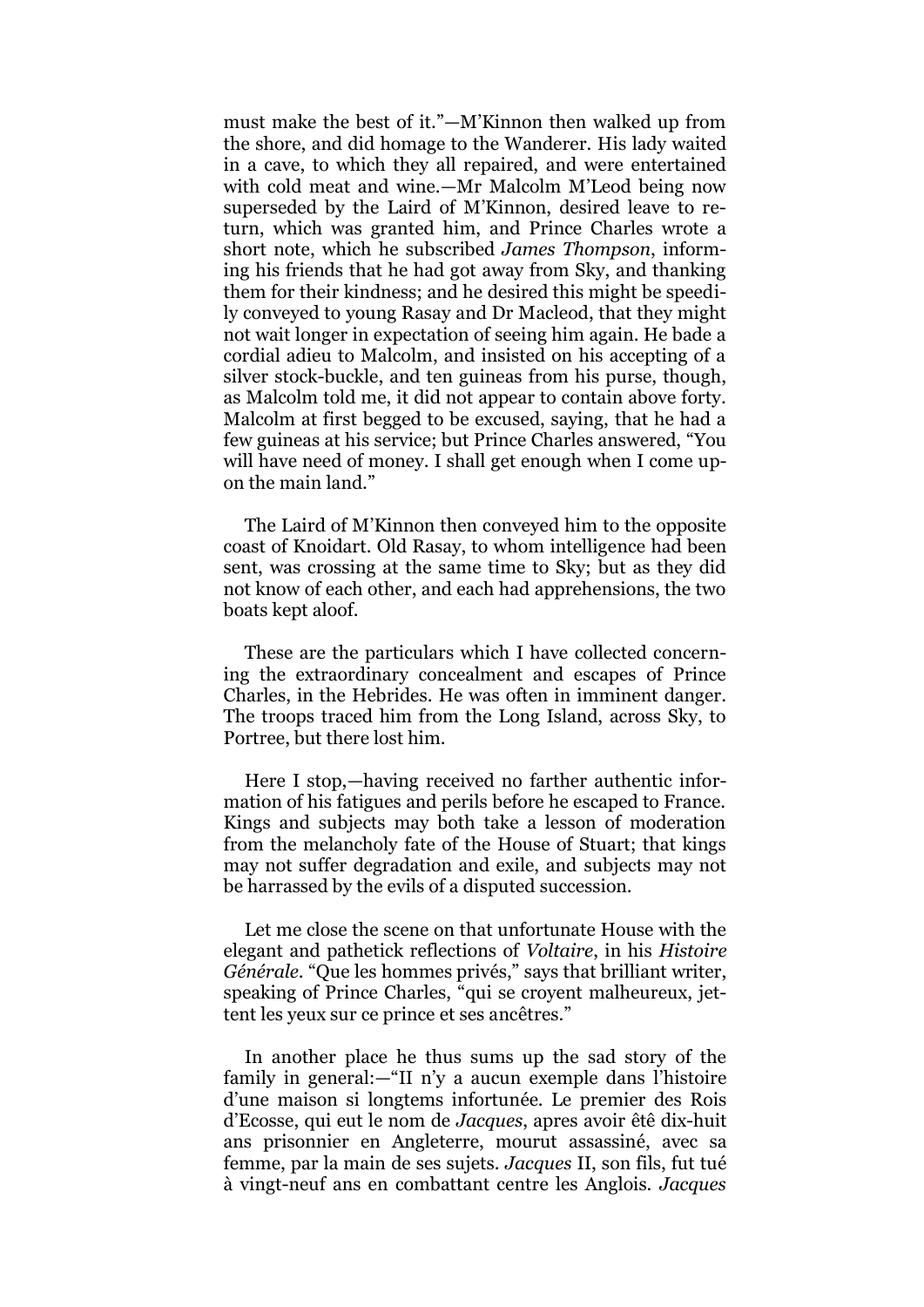must make the best of it."—M'Kinnon then walked up from the shore, and did homage to the Wanderer. His lady waited in a cave, to which they all repaired, and were entertained with cold meat and wine.—Mr Malcolm M'Leod being now superseded by the Laird of M'Kinnon, desired leave to return, which was granted him, and Prince Charles wrote a short note, which he subscribed *James Thompson*, informing his friends that he had got away from Sky, and thanking them for their kindness; and he desired this might be speedily conveyed to young Rasay and Dr Macleod, that they might not wait longer in expectation of seeing him again. He bade a cordial adieu to Malcolm, and insisted on his accepting of a silver stock-buckle, and ten guineas from his purse, though, as Malcolm told me, it did not appear to contain above forty. Malcolm at first begged to be excused, saying, that he had a few guineas at his service; but Prince Charles answered, "You will have need of money. I shall get enough when I come upon the main land."

The Laird of M'Kinnon then conveyed him to the opposite coast of Knoidart. Old Rasay, to whom intelligence had been sent, was crossing at the same time to Sky; but as they did not know of each other, and each had apprehensions, the two boats kept aloof.

These are the particulars which I have collected concerning the extraordinary concealment and escapes of Prince Charles, in the Hebrides. He was often in imminent danger. The troops traced him from the Long Island, across Sky, to Portree, but there lost him.

Here I stop,—having received no farther authentic information of his fatigues and perils before he escaped to France. Kings and subjects may both take a lesson of moderation from the melancholy fate of the House of Stuart; that kings may not suffer degradation and exile, and subjects may not be harrassed by the evils of a disputed succession.

Let me close the scene on that unfortunate House with the elegant and pathetick reflections of *Voltaire*, in his *Histoire Générale*. "Que les hommes privés," says that brilliant writer, speaking of Prince Charles, "qui se croyent malheureux, jettent les yeux sur ce prince et ses ancêtres."

In another place he thus sums up the sad story of the family in general:—"Il n'y a aucun exemple dans l'histoire d'une maison si longtems infortunée. Le premier des Rois d'Ecosse, qui eut le nom de *Jacques*, apres avoir êtê dix-huit ans prisonnier en Angleterre, mourut assassiné, avec sa femme, par la main de ses sujets. *Jacques* II, son fils, fut tué à vingt-neuf ans en combattant centre les Anglois. *Jacques*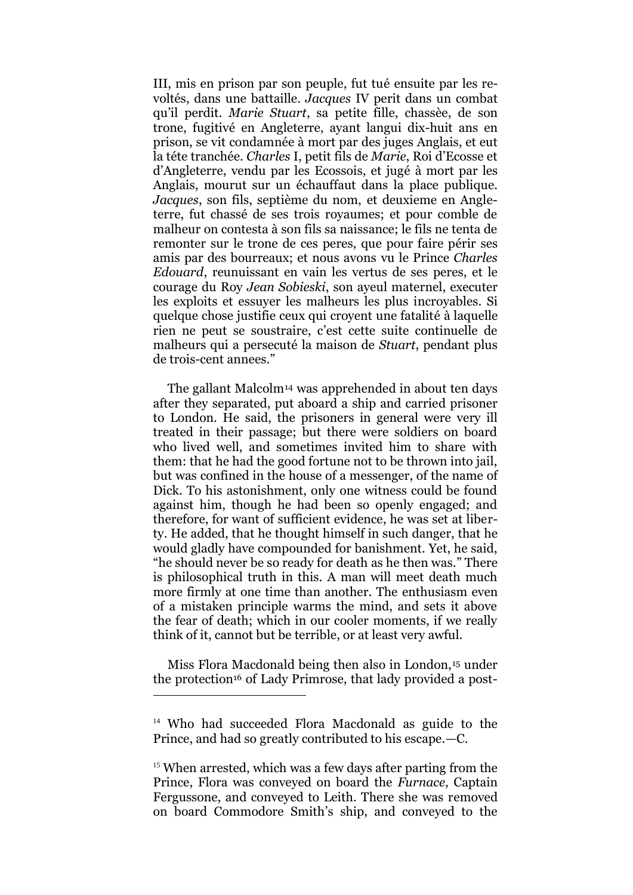III, mis en prison par son peuple, fut tué ensuite par les revoltés, dans une battaille. *Jacques* IV perit dans un combat qu'il perdit. *Marie Stuart*, sa petite fille, chassèe, de son trone, fugitivé en Angleterre, ayant langui dix-huit ans en prison, se vit condamnée à mort par des juges Anglais, et eut la téte tranchée. *Charles* I, petit fils de *Marie*, Roi d'Ecosse et d'Angleterre, vendu par les Ecossois, et jugé à mort par les Anglais, mourut sur un échauffaut dans la place publique. *Jacques*, son fils, septième du nom, et deuxieme en Angleterre, fut chassé de ses trois royaumes; et pour comble de malheur on contesta à son fils sa naissance; le fils ne tenta de remonter sur le trone de ces peres, que pour faire périr ses amis par des bourreaux; et nous avons vu le Prince *Charles Edouard*, reunuissant en vain les vertus de ses peres, et le courage du Roy *Jean Sobieski*, son ayeul maternel, executer les exploits et essuyer les malheurs les plus incroyables. Si quelque chose justifie ceux qui croyent une fatalité à laquelle rien ne peut se soustraire, c'est cette suite continuelle de malheurs qui a persecuté la maison de *Stuart*, pendant plus de trois-cent annees."

The gallant Malcolm[14] was apprehended in about ten days after they separated, put aboard a ship and carried prisoner to London. He said, the prisoners in general were very ill treated in their passage; but there were soldiers on board who lived well, and sometimes invited him to share with them: that he had the good fortune not to be thrown into jail, but was confined in the house of a messenger, of the name of Dick. To his astonishment, only one witness could be found against him, though he had been so openly engaged; and therefore, for want of sufficient evidence, he was set at liberty. He added, that he thought himself in such danger, that he would gladly have compounded for banishment. Yet, he said, "he should never be so ready for death as he then was." There is philosophical truth in this. A man will meet death much more firmly at one time than another. The enthusiasm even of a mistaken principle warms the mind, and sets it above the fear of death; which in our cooler moments, if we really think of it, cannot but be terrible, or at least very awful.

Miss Flora Macdonald being then also in London,[15] under the protection[16] of Lady Primrose, that lady provided a post-

---

[14] Who had succeeded Flora Macdonald as guide to the Prince, and had so greatly contributed to his escape.—C.

[15] When arrested, which was a few days after parting from the Prince, Flora was conveyed on board the *Furnace*, Captain Fergussone, and conveyed to Leith. There she was removed on board Commodore Smith's ship, and conveyed to the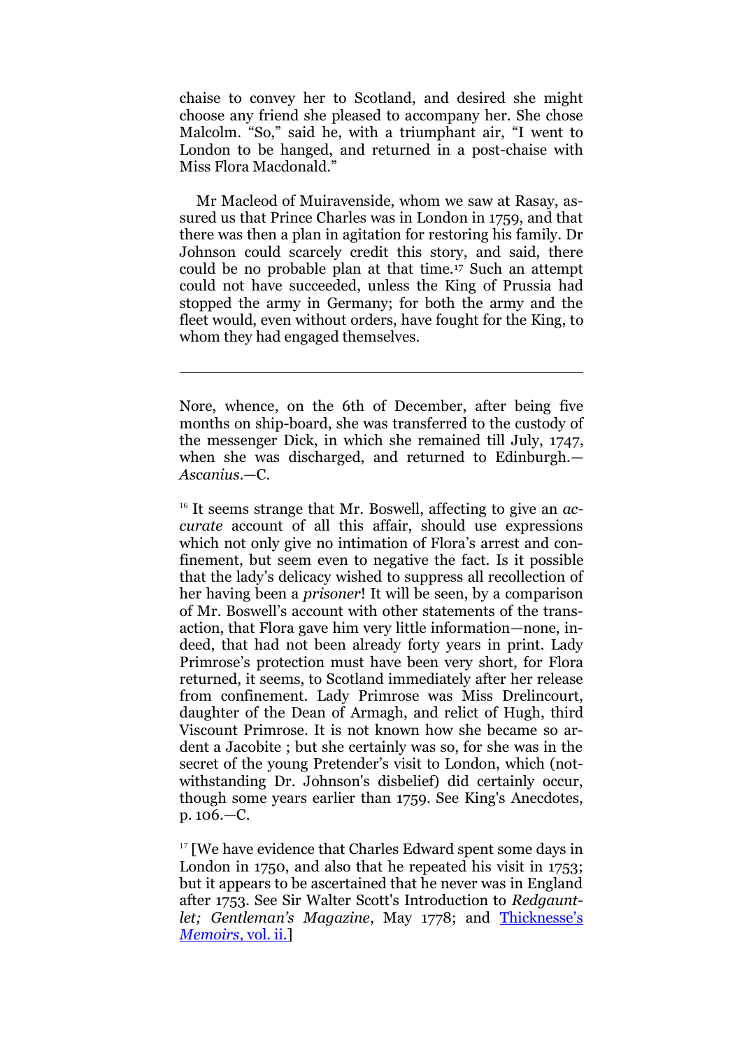chaise to convey her to Scotland, and desired she might choose any friend she pleased to accompany her. She chose Malcolm. "So," said he, with a triumphant air, "I went to London to be hanged, and returned in a post-chaise with Miss Flora Macdonald."

Mr Macleod of Muiravenside, whom we saw at Rasay, assured us that Prince Charles was in London in 1759, and that there was then a plan in agitation for restoring his family. Dr Johnson could scarcely credit this story, and said, there could be no probable plan at that time.[17] Such an attempt could not have succeeded, unless the King of Prussia had stopped the army in Germany; for both the army and the fleet would, even without orders, have fought for the King, to whom they had engaged themselves.

---

Nore, whence, on the 6th of December, after being five months on ship-board, she was transferred to the custody of the messenger Dick, in which she remained till July, 1747, when she was discharged, and returned to Edinburgh.—*Ascanius*.—C.

[16] It seems strange that Mr. Boswell, affecting to give an *accurate* account of all this affair, should use expressions which not only give no intimation of Flora's arrest and confinement, but seem even to negative the fact. Is it possible that the lady's delicacy wished to suppress all recollection of her having been a *prisoner*! It will be seen, by a comparison of Mr. Boswell's account with other statements of the transaction, that Flora gave him very little information—none, indeed, that had not been already forty years in print. Lady Primrose's protection must have been very short, for Flora returned, it seems, to Scotland immediately after her release from confinement. Lady Primrose was Miss Drelincourt, daughter of the Dean of Armagh, and relict of Hugh, third Viscount Primrose. It is not known how she became so ardent a Jacobite ; but she certainly was so, for she was in the secret of the young Pretender's visit to London, which (notwithstanding Dr. Johnson's disbelief) did certainly occur, though some years earlier than 1759. See King's Anecdotes, p. 106.—C.

[17] [We have evidence that Charles Edward spent some days in London in 1750, and also that he repeated his visit in 1753; but it appears to be ascertained that he never was in England after 1753. See Sir Walter Scott's Introduction to *Redgauntlet; Gentleman's Magazine*, May 1778; and Thicknesse's *Memoirs*, vol. ii.]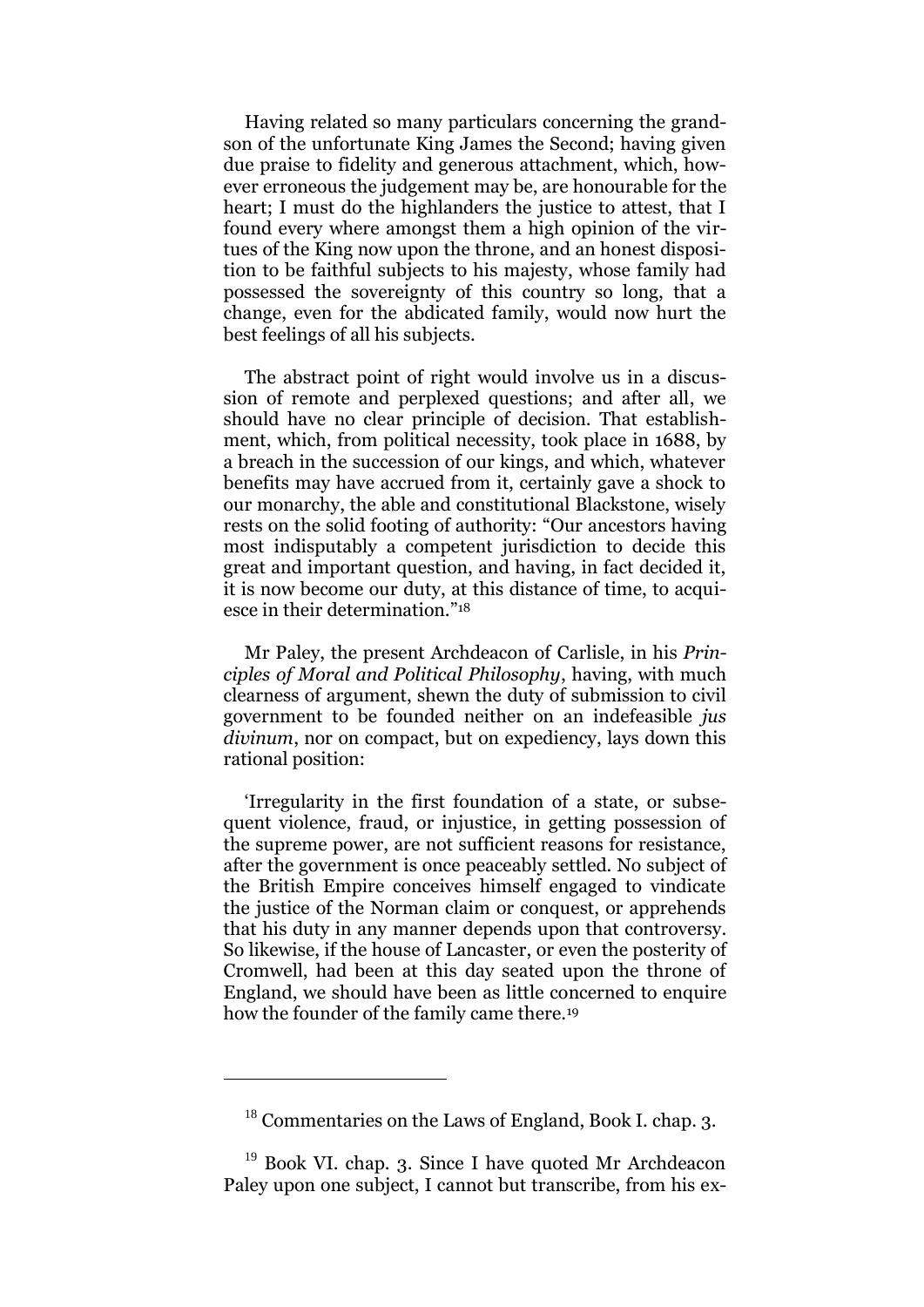Having related so many particulars concerning the grandson of the unfortunate King James the Second; having given due praise to fidelity and generous attachment, which, however erroneous the judgement may be, are honourable for the heart; I must do the highlanders the justice to attest, that I found every where amongst them a high opinion of the virtues of the King now upon the throne, and an honest disposition to be faithful subjects to his majesty, whose family had possessed the sovereignty of this country so long, that a change, even for the abdicated family, would now hurt the best feelings of all his subjects.

The abstract point of right would involve us in a discussion of remote and perplexed questions; and after all, we should have no clear principle of decision. That establishment, which, from political necessity, took place in 1688, by a breach in the succession of our kings, and which, whatever benefits may have accrued from it, certainly gave a shock to our monarchy, the able and constitutional Blackstone, wisely rests on the solid footing of authority: "Our ancestors having most indisputably a competent jurisdiction to decide this great and important question, and having, in fact decided it, it is now become our duty, at this distance of time, to acquiesce in their determination."[18]

Mr Paley, the present Archdeacon of Carlisle, in his *Principles of Moral and Political Philosophy*, having, with much clearness of argument, shewn the duty of submission to civil government to be founded neither on an indefeasible *jus divinum*, nor on compact, but on expediency, lays down this rational position:

'Irregularity in the first foundation of a state, or subsequent violence, fraud, or injustice, in getting possession of the supreme power, are not sufficient reasons for resistance, after the government is once peaceably settled. No subject of the British Empire conceives himself engaged to vindicate the justice of the Norman claim or conquest, or apprehends that his duty in any manner depends upon that controversy. So likewise, if the house of Lancaster, or even the posterity of Cromwell, had been at this day seated upon the throne of England, we should have been as little concerned to enquire how the founder of the family came there.[19]

---

[18] Commentaries on the Laws of England, Book I. chap. 3.

[19] Book VI. chap. 3. Since I have quoted Mr Archdeacon Paley upon one subject, I cannot but transcribe, from his ex-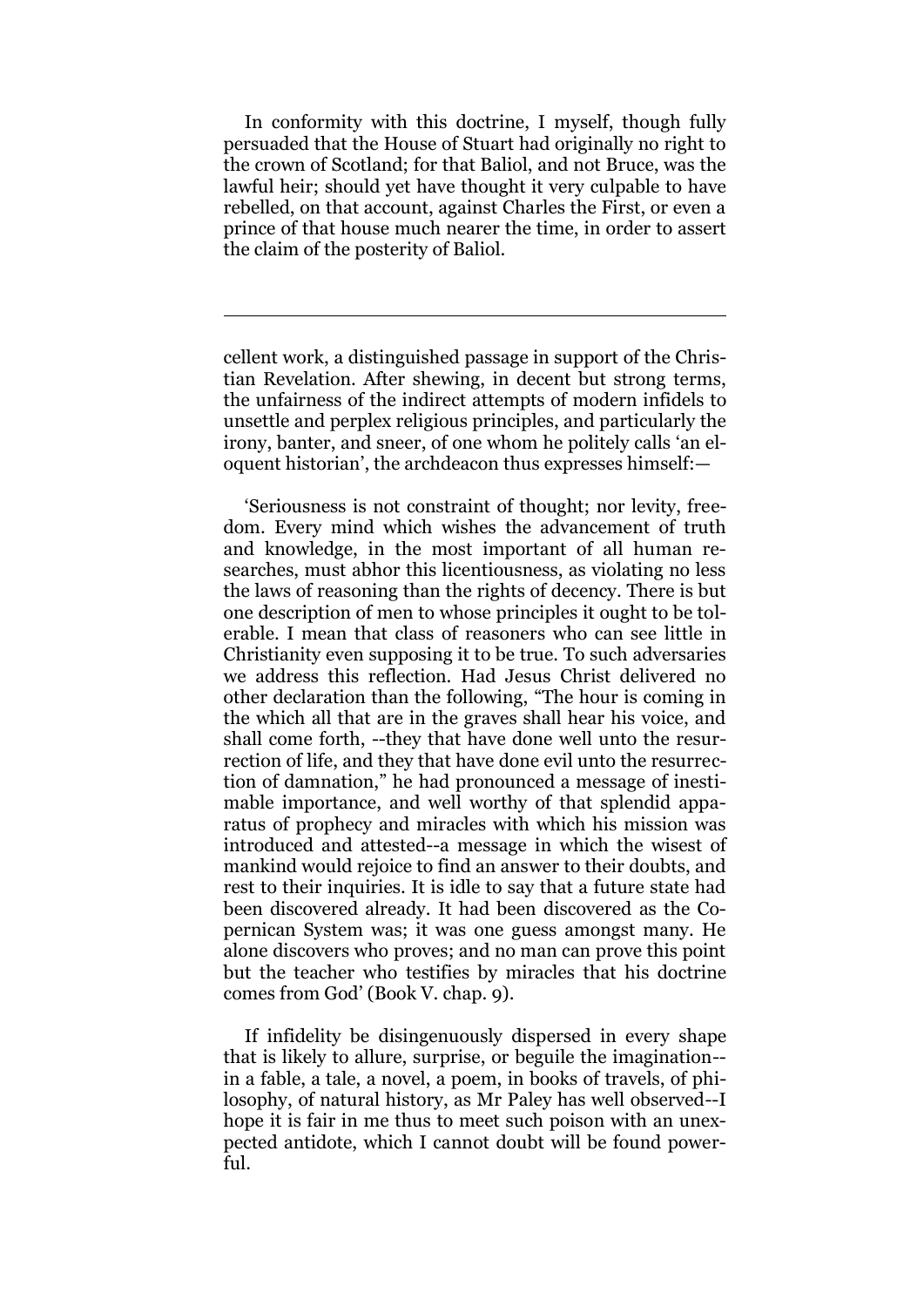In conformity with this doctrine, I myself, though fully persuaded that the House of Stuart had originally no right to the crown of Scotland; for that Baliol, and not Bruce, was the lawful heir; should yet have thought it very culpable to have rebelled, on that account, against Charles the First, or even a prince of that house much nearer the time, in order to assert the claim of the posterity of Baliol.

---

cellent work, a distinguished passage in support of the Christian Revelation. After shewing, in decent but strong terms, the unfairness of the indirect attempts of modern infidels to unsettle and perplex religious principles, and particularly the irony, banter, and sneer, of one whom he politely calls 'an eloquent historian', the archdeacon thus expresses himself:—

'Seriousness is not constraint of thought; nor levity, freedom. Every mind which wishes the advancement of truth and knowledge, in the most important of all human researches, must abhor this licentiousness, as violating no less the laws of reasoning than the rights of decency. There is but one description of men to whose principles it ought to be tolerable. I mean that class of reasoners who can see little in Christianity even supposing it to be true. To such adversaries we address this reflection. Had Jesus Christ delivered no other declaration than the following, "The hour is coming in the which all that are in the graves shall hear his voice, and shall come forth, --they that have done well unto the resurrection of life, and they that have done evil unto the resurrection of damnation," he had pronounced a message of inestimable importance, and well worthy of that splendid apparatus of prophecy and miracles with which his mission was introduced and attested--a message in which the wisest of mankind would rejoice to find an answer to their doubts, and rest to their inquiries. It is idle to say that a future state had been discovered already. It had been discovered as the Copernican System was; it was one guess amongst many. He alone discovers who proves; and no man can prove this point but the teacher who testifies by miracles that his doctrine comes from God' (Book V. chap. 9).

If infidelity be disingenuously dispersed in every shape that is likely to allure, surprise, or beguile the imagination--in a fable, a tale, a novel, a poem, in books of travels, of philosophy, of natural history, as Mr Paley has well observed--I hope it is fair in me thus to meet such poison with an unexpected antidote, which I cannot doubt will be found powerful.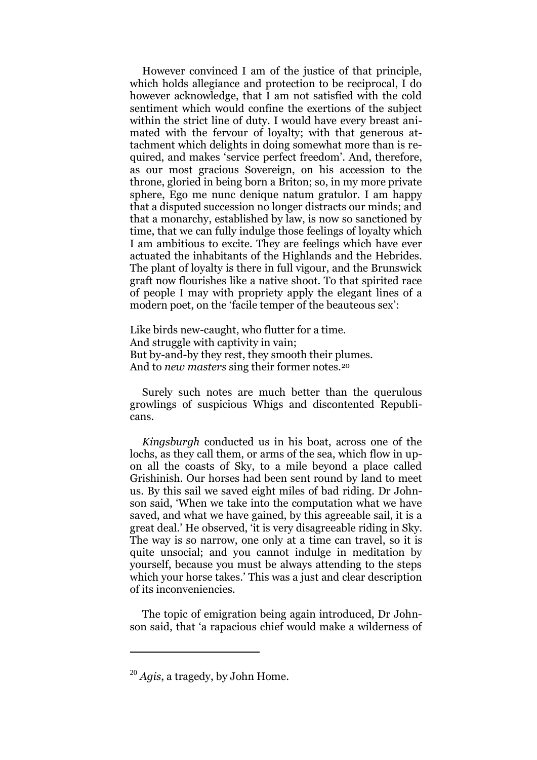However convinced I am of the justice of that principle, which holds allegiance and protection to be reciprocal, I do however acknowledge, that I am not satisfied with the cold sentiment which would confine the exertions of the subject within the strict line of duty. I would have every breast animated with the fervour of loyalty; with that generous attachment which delights in doing somewhat more than is required, and makes 'service perfect freedom'. And, therefore, as our most gracious Sovereign, on his accession to the throne, gloried in being born a Briton; so, in my more private sphere, Ego me nunc denique natum gratulor. I am happy that a disputed succession no longer distracts our minds; and that a monarchy, established by law, is now so sanctioned by time, that we can fully indulge those feelings of loyalty which I am ambitious to excite. They are feelings which have ever actuated the inhabitants of the Highlands and the Hebrides. The plant of loyalty is there in full vigour, and the Brunswick graft now flourishes like a native shoot. To that spirited race of people I may with propriety apply the elegant lines of a modern poet, on the 'facile temper of the beauteous sex':

Like birds new-caught, who flutter for a time.
And struggle with captivity in vain;
But by-and-by they rest, they smooth their plumes.
And to *new masters* sing their former notes.[20]

Surely such notes are much better than the querulous growlings of suspicious Whigs and discontented Republicans.

*Kingsburgh* conducted us in his boat, across one of the lochs, as they call them, or arms of the sea, which flow in upon all the coasts of Sky, to a mile beyond a place called Grishinish. Our horses had been sent round by land to meet us. By this sail we saved eight miles of bad riding. Dr Johnson said, 'When we take into the computation what we have saved, and what we have gained, by this agreeable sail, it is a great deal.' He observed, 'it is very disagreeable riding in Sky. The way is so narrow, one only at a time can travel, so it is quite unsocial; and you cannot indulge in meditation by yourself, because you must be always attending to the steps which your horse takes.' This was a just and clear description of its inconveniencies.

The topic of emigration being again introduced, Dr Johnson said, that 'a rapacious chief would make a wilderness of

---

[20] *Agis*, a tragedy, by John Home.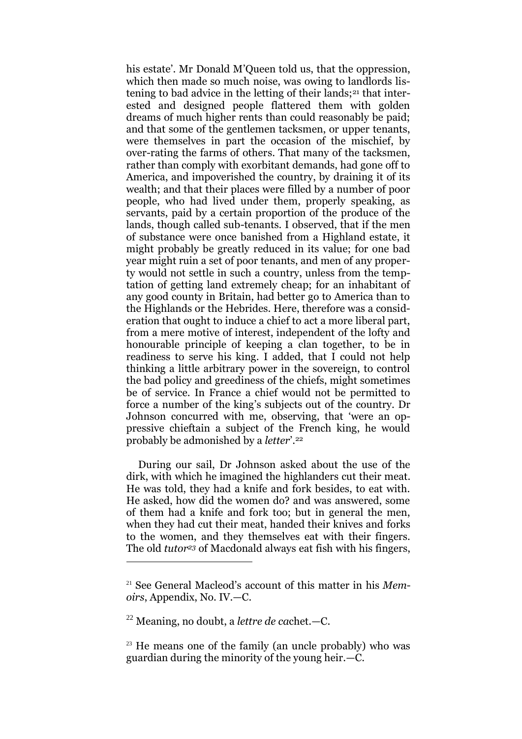his estate'. Mr Donald M'Queen told us, that the oppression, which then made so much noise, was owing to landlords listening to bad advice in the letting of their lands;[21] that interested and designed people flattered them with golden dreams of much higher rents than could reasonably be paid; and that some of the gentlemen tacksmen, or upper tenants, were themselves in part the occasion of the mischief, by over-rating the farms of others. That many of the tacksmen, rather than comply with exorbitant demands, had gone off to America, and impoverished the country, by draining it of its wealth; and that their places were filled by a number of poor people, who had lived under them, properly speaking, as servants, paid by a certain proportion of the produce of the lands, though called sub-tenants. I observed, that if the men of substance were once banished from a Highland estate, it might probably be greatly reduced in its value; for one bad year might ruin a set of poor tenants, and men of any property would not settle in such a country, unless from the temptation of getting land extremely cheap; for an inhabitant of any good county in Britain, had better go to America than to the Highlands or the Hebrides. Here, therefore was a consideration that ought to induce a chief to act a more liberal part, from a mere motive of interest, independent of the lofty and honourable principle of keeping a clan together, to be in readiness to serve his king. I added, that I could not help thinking a little arbitrary power in the sovereign, to control the bad policy and greediness of the chiefs, might sometimes be of service. In France a chief would not be permitted to force a number of the king's subjects out of the country. Dr Johnson concurred with me, observing, that 'were an oppressive chieftain a subject of the French king, he would probably be admonished by a *letter*'.[22]

During our sail, Dr Johnson asked about the use of the dirk, with which he imagined the highlanders cut their meat. He was told, they had a knife and fork besides, to eat with. He asked, how did the women do? and was answered, some of them had a knife and fork too; but in general the men, when they had cut their meat, handed their knives and forks to the women, and they themselves eat with their fingers. The old *tutor*[23] of Macdonald always eat fish with his fingers,

[21] See General Macleod's account of this matter in his *Memoirs*, Appendix, No. IV.—C.

[22] Meaning, no doubt, a *lettre de ca*chet.—C.

[23] He means one of the family (an uncle probably) who was guardian during the minority of the young heir.—C.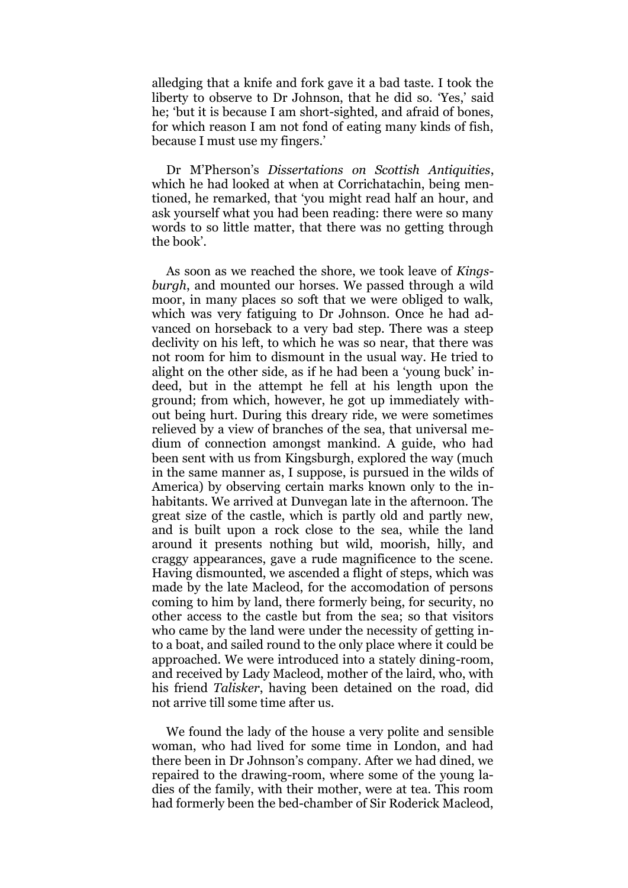alledging that a knife and fork gave it a bad taste. I took the liberty to observe to Dr Johnson, that he did so. 'Yes,' said he; 'but it is because I am short-sighted, and afraid of bones, for which reason I am not fond of eating many kinds of fish, because I must use my fingers.'

Dr M'Pherson's *Dissertations on Scottish Antiquities*, which he had looked at when at Corrichatachin, being mentioned, he remarked, that 'you might read half an hour, and ask yourself what you had been reading: there were so many words to so little matter, that there was no getting through the book'.

As soon as we reached the shore, we took leave of *Kingsburgh*, and mounted our horses. We passed through a wild moor, in many places so soft that we were obliged to walk, which was very fatiguing to Dr Johnson. Once he had advanced on horseback to a very bad step. There was a steep declivity on his left, to which he was so near, that there was not room for him to dismount in the usual way. He tried to alight on the other side, as if he had been a 'young buck' indeed, but in the attempt he fell at his length upon the ground; from which, however, he got up immediately without being hurt. During this dreary ride, we were sometimes relieved by a view of branches of the sea, that universal medium of connection amongst mankind. A guide, who had been sent with us from Kingsburgh, explored the way (much in the same manner as, I suppose, is pursued in the wilds of America) by observing certain marks known only to the inhabitants. We arrived at Dunvegan late in the afternoon. The great size of the castle, which is partly old and partly new, and is built upon a rock close to the sea, while the land around it presents nothing but wild, moorish, hilly, and craggy appearances, gave a rude magnificence to the scene. Having dismounted, we ascended a flight of steps, which was made by the late Macleod, for the accomodation of persons coming to him by land, there formerly being, for security, no other access to the castle but from the sea; so that visitors who came by the land were under the necessity of getting into a boat, and sailed round to the only place where it could be approached. We were introduced into a stately dining-room, and received by Lady Macleod, mother of the laird, who, with his friend *Talisker*, having been detained on the road, did not arrive till some time after us.

We found the lady of the house a very polite and sensible woman, who had lived for some time in London, and had there been in Dr Johnson's company. After we had dined, we repaired to the drawing-room, where some of the young ladies of the family, with their mother, were at tea. This room had formerly been the bed-chamber of Sir Roderick Macleod,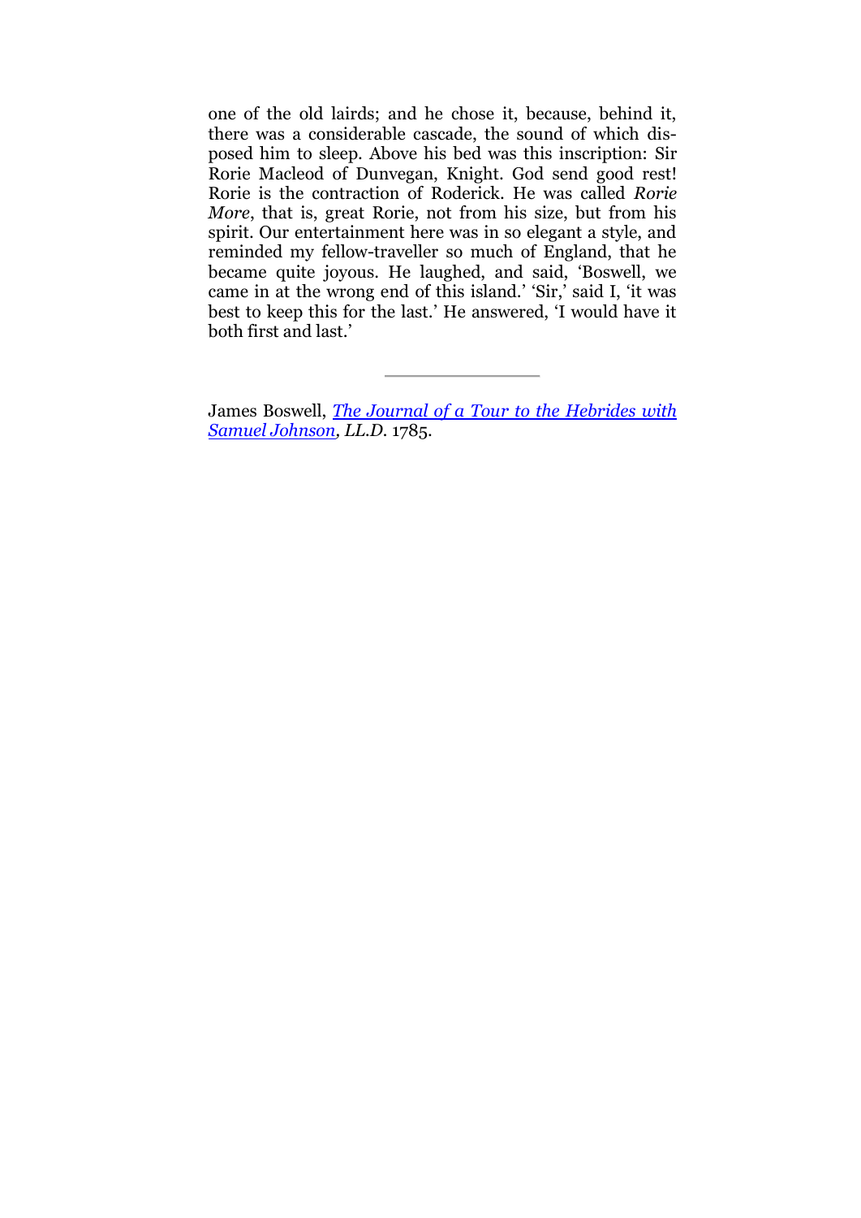one of the old lairds; and he chose it, because, behind it, there was a considerable cascade, the sound of which disposed him to sleep. Above his bed was this inscription: Sir Rorie Macleod of Dunvegan, Knight. God send good rest! Rorie is the contraction of Roderick. He was called *Rorie More*, that is, great Rorie, not from his size, but from his spirit. Our entertainment here was in so elegant a style, and reminded my fellow-traveller so much of England, that he became quite joyous. He laughed, and said, 'Boswell, we came in at the wrong end of this island.' 'Sir,' said I, 'it was best to keep this for the last.' He answered, 'I would have it both first and last.'

---

James Boswell, *The Journal of a Tour to the Hebrides with Samuel Johnson, LL.D.* 1785.